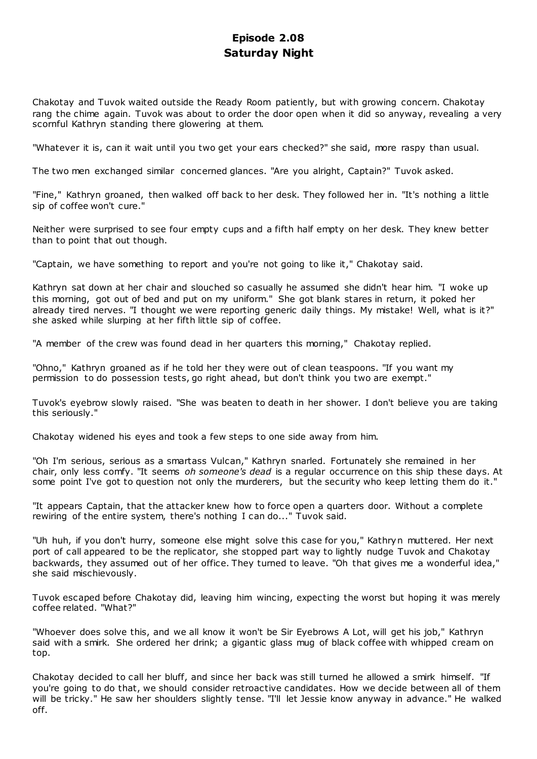# Episode 2.08
# Saturday Night

Chakotay and Tuvok waited outside the Ready Room patiently, but with growing concern. Chakotay rang the chime again. Tuvok was about to order the door open when it did so anyway, revealing a very scornful Kathryn standing there glowering at them.

"Whatever it is, can it wait until you two get your ears checked?" she said, more raspy than usual.

The two men exchanged similar concerned glances. "Are you alright, Captain?" Tuvok asked.

"Fine," Kathryn groaned, then walked off back to her desk. They followed her in. "It's nothing a little sip of coffee won't cure."

Neither were surprised to see four empty cups and a fifth half empty on her desk. They knew better than to point that out though.

"Captain, we have something to report and you're not going to like it," Chakotay said.

Kathryn sat down at her chair and slouched so casually he assumed she didn't hear him. "I woke up this morning, got out of bed and put on my uniform." She got blank stares in return, it poked her already tired nerves. "I thought we were reporting generic daily things. My mistake! Well, what is it?" she asked while slurping at her fifth little sip of coffee.

"A member of the crew was found dead in her quarters this morning," Chakotay replied.

"Ohno," Kathryn groaned as if he told her they were out of clean teaspoons. "If you want my permission to do possession tests, go right ahead, but don't think you two are exempt."

Tuvok's eyebrow slowly raised. "She was beaten to death in her shower. I don't believe you are taking this seriously."

Chakotay widened his eyes and took a few steps to one side away from him.

"Oh I'm serious, serious as a smartass Vulcan," Kathryn snarled. Fortunately she remained in her chair, only less comfy. "It seems *oh someone's dead* is a regular occurrence on this ship these days. At some point I've got to question not only the murderers, but the security who keep letting them do it."

"It appears Captain, that the attacker knew how to force open a quarters door. Without a complete rewiring of the entire system, there's nothing I can do..." Tuvok said.

"Uh huh, if you don't hurry, someone else might solve this case for you," Kathryn muttered. Her next port of call appeared to be the replicator, she stopped part way to lightly nudge Tuvok and Chakotay backwards, they assumed out of her office. They turned to leave. "Oh that gives me a wonderful idea," she said mischievously.

Tuvok escaped before Chakotay did, leaving him wincing, expecting the worst but hoping it was merely coffee related. "What?"

"Whoever does solve this, and we all know it won't be Sir Eyebrows A Lot, will get his job," Kathryn said with a smirk. She ordered her drink; a gigantic glass mug of black coffee with whipped cream on top.

Chakotay decided to call her bluff, and since her back was still turned he allowed a smirk himself. "If you're going to do that, we should consider retroactive candidates. How we decide between all of them will be tricky." He saw her shoulders slightly tense. "I'll let Jessie know anyway in advance." He walked off.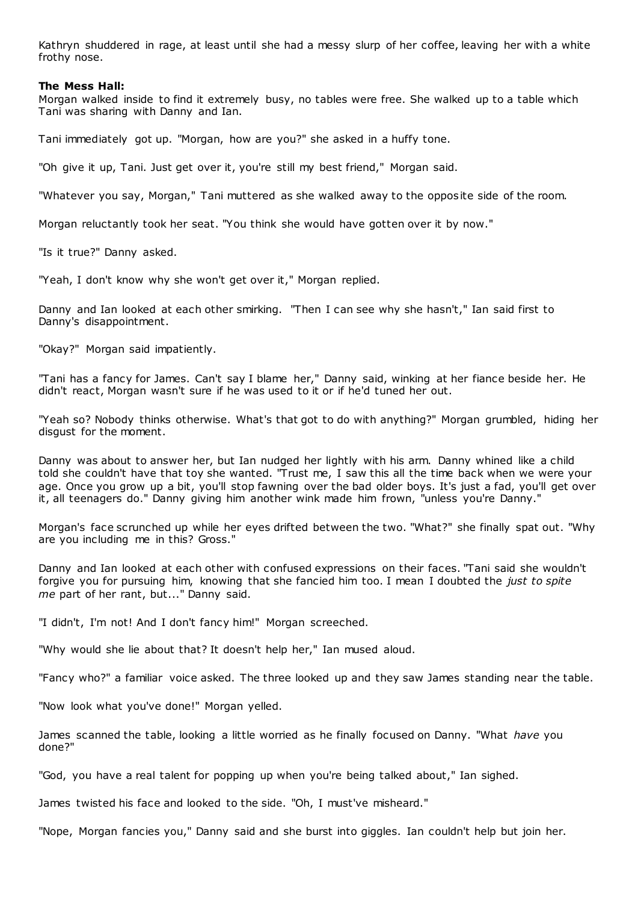Kathryn shuddered in rage, at least until she had a messy slurp of her coffee, leaving her with a white frothy nose.

**The Mess Hall:**
Morgan walked inside to find it extremely busy, no tables were free. She walked up to a table which Tani was sharing with Danny and Ian.

Tani immediately got up. "Morgan, how are you?" she asked in a huffy tone.

"Oh give it up, Tani. Just get over it, you're still my best friend," Morgan said.

"Whatever you say, Morgan," Tani muttered as she walked away to the opposite side of the room.

Morgan reluctantly took her seat. "You think she would have gotten over it by now."

"Is it true?" Danny asked.

"Yeah, I don't know why she won't get over it," Morgan replied.

Danny and Ian looked at each other smirking. "Then I can see why she hasn't," Ian said first to Danny's disappointment.

"Okay?" Morgan said impatiently.

"Tani has a fancy for James. Can't say I blame her," Danny said, winking at her fiance beside her. He didn't react, Morgan wasn't sure if he was used to it or if he'd tuned her out.

"Yeah so? Nobody thinks otherwise. What's that got to do with anything?" Morgan grumbled, hiding her disgust for the moment.

Danny was about to answer her, but Ian nudged her lightly with his arm. Danny whined like a child told she couldn't have that toy she wanted. "Trust me, I saw this all the time back when we were your age. Once you grow up a bit, you'll stop fawning over the bad older boys. It's just a fad, you'll get over it, all teenagers do." Danny giving him another wink made him frown, "unless you're Danny."

Morgan's face scrunched up while her eyes drifted between the two. "What?" she finally spat out. "Why are you including me in this? Gross."

Danny and Ian looked at each other with confused expressions on their faces. "Tani said she wouldn't forgive you for pursuing him, knowing that she fancied him too. I mean I doubted the *just to spite me* part of her rant, but..." Danny said.

"I didn't, I'm not! And I don't fancy him!" Morgan screeched.

"Why would she lie about that? It doesn't help her," Ian mused aloud.

"Fancy who?" a familiar voice asked. The three looked up and they saw James standing near the table.

"Now look what you've done!" Morgan yelled.

James scanned the table, looking a little worried as he finally focused on Danny. "What *have* you done?"

"God, you have a real talent for popping up when you're being talked about," Ian sighed.

James twisted his face and looked to the side. "Oh, I must've misheard."

"Nope, Morgan fancies you," Danny said and she burst into giggles. Ian couldn't help but join her.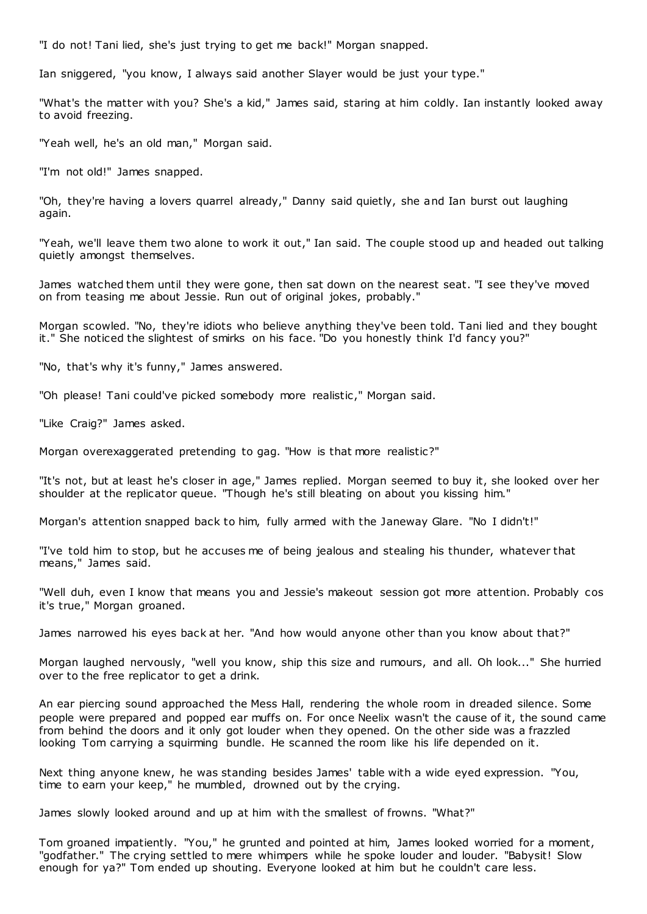"I do not! Tani lied, she's just trying to get me back!" Morgan snapped.

Ian sniggered, "you know, I always said another Slayer would be just your type."

"What's the matter with you? She's a kid," James said, staring at him coldly. Ian instantly looked away to avoid freezing.

"Yeah well, he's an old man," Morgan said.

"I'm not old!" James snapped.

"Oh, they're having a lovers quarrel already," Danny said quietly, she and Ian burst out laughing again.

"Yeah, we'll leave them two alone to work it out," Ian said. The couple stood up and headed out talking quietly amongst themselves.

James watched them until they were gone, then sat down on the nearest seat. "I see they've moved on from teasing me about Jessie. Run out of original jokes, probably."

Morgan scowled. "No, they're idiots who believe anything they've been told. Tani lied and they bought it." She noticed the slightest of smirks on his face. "Do you honestly think I'd fancy you?"

"No, that's why it's funny," James answered.

"Oh please! Tani could've picked somebody more realistic," Morgan said.

"Like Craig?" James asked.

Morgan overexaggerated pretending to gag. "How is that more realistic?"

"It's not, but at least he's closer in age," James replied. Morgan seemed to buy it, she looked over her shoulder at the replicator queue. "Though he's still bleating on about you kissing him."

Morgan's attention snapped back to him, fully armed with the Janeway Glare. "No I didn't!"

"I've told him to stop, but he accuses me of being jealous and stealing his thunder, whatever that means," James said.

"Well duh, even I know that means you and Jessie's makeout session got more attention. Probably cos it's true," Morgan groaned.

James narrowed his eyes back at her. "And how would anyone other than you know about that?"

Morgan laughed nervously, "well you know, ship this size and rumours, and all. Oh look..." She hurried over to the free replicator to get a drink.

An ear piercing sound approached the Mess Hall, rendering the whole room in dreaded silence. Some people were prepared and popped ear muffs on. For once Neelix wasn't the cause of it, the sound came from behind the doors and it only got louder when they opened. On the other side was a frazzled looking Tom carrying a squirming bundle. He scanned the room like his life depended on it.

Next thing anyone knew, he was standing besides James' table with a wide eyed expression. "You, time to earn your keep," he mumbled, drowned out by the crying.

James slowly looked around and up at him with the smallest of frowns. "What?"

Tom groaned impatiently. "You," he grunted and pointed at him, James looked worried for a moment, "godfather." The crying settled to mere whimpers while he spoke louder and louder. "Babysit! Slow enough for ya?" Tom ended up shouting. Everyone looked at him but he couldn't care less.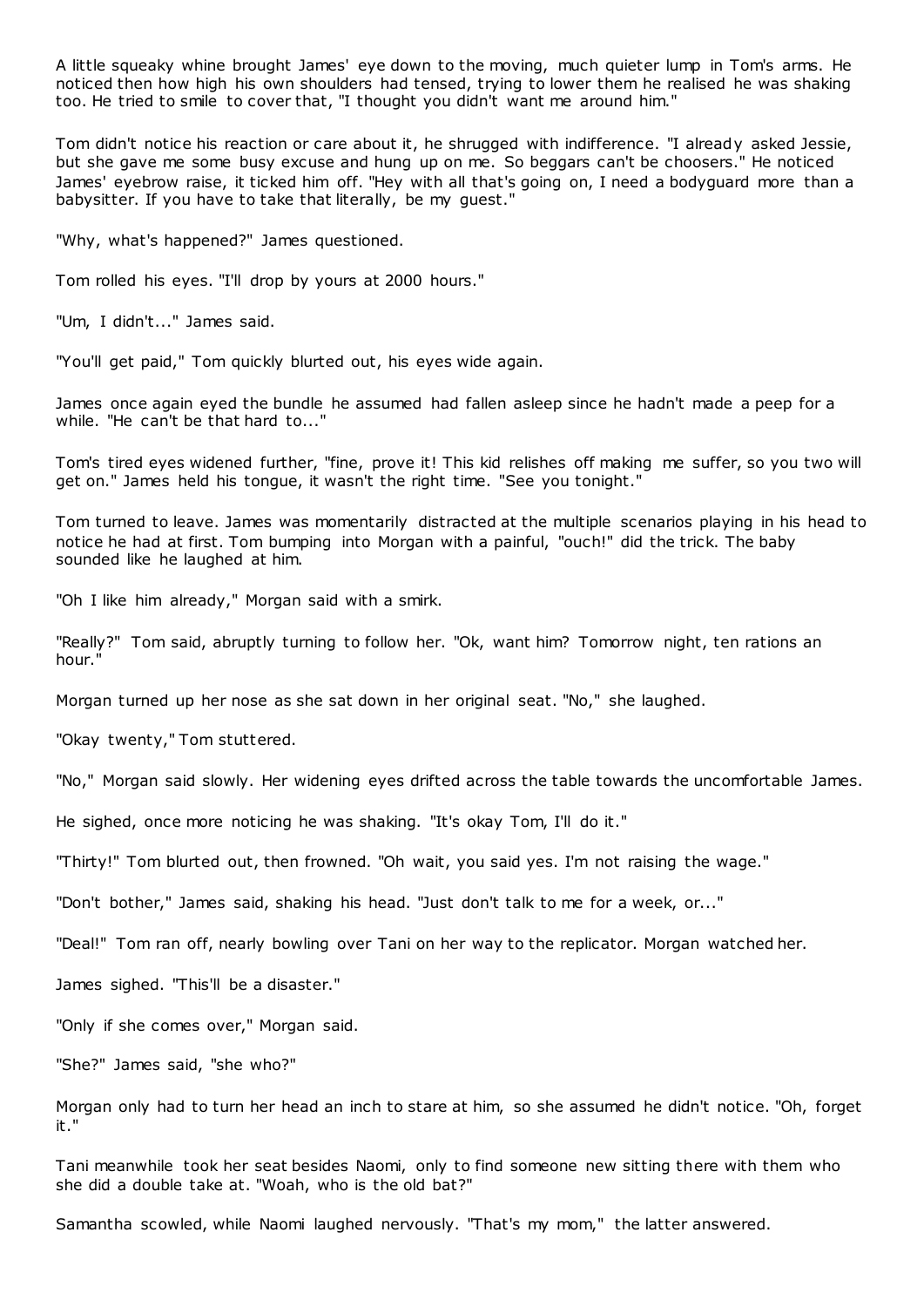A little squeaky whine brought James' eye down to the moving, much quieter lump in Tom's arms. He noticed then how high his own shoulders had tensed, trying to lower them he realised he was shaking too. He tried to smile to cover that, "I thought you didn't want me around him."

Tom didn't notice his reaction or care about it, he shrugged with indifference. "I already asked Jessie, but she gave me some busy excuse and hung up on me. So beggars can't be choosers." He noticed James' eyebrow raise, it ticked him off. "Hey with all that's going on, I need a bodyguard more than a babysitter. If you have to take that literally, be my guest."

"Why, what's happened?" James questioned.

Tom rolled his eyes. "I'll drop by yours at 2000 hours."

"Um, I didn't..." James said.

"You'll get paid," Tom quickly blurted out, his eyes wide again.

James once again eyed the bundle he assumed had fallen asleep since he hadn't made a peep for a while. "He can't be that hard to..."

Tom's tired eyes widened further, "fine, prove it! This kid relishes off making me suffer, so you two will get on." James held his tongue, it wasn't the right time. "See you tonight."

Tom turned to leave. James was momentarily distracted at the multiple scenarios playing in his head to notice he had at first. Tom bumping into Morgan with a painful, "ouch!" did the trick. The baby sounded like he laughed at him.

"Oh I like him already," Morgan said with a smirk.

"Really?" Tom said, abruptly turning to follow her. "Ok, want him? Tomorrow night, ten rations an hour."

Morgan turned up her nose as she sat down in her original seat. "No," she laughed.

"Okay twenty," Tom stuttered.

"No," Morgan said slowly. Her widening eyes drifted across the table towards the uncomfortable James.

He sighed, once more noticing he was shaking. "It's okay Tom, I'll do it."

"Thirty!" Tom blurted out, then frowned. "Oh wait, you said yes. I'm not raising the wage."

"Don't bother," James said, shaking his head. "Just don't talk to me for a week, or..."

"Deal!" Tom ran off, nearly bowling over Tani on her way to the replicator. Morgan watched her.

James sighed. "This'll be a disaster."

"Only if she comes over," Morgan said.

"She?" James said, "she who?"

Morgan only had to turn her head an inch to stare at him, so she assumed he didn't notice. "Oh, forget it."

Tani meanwhile took her seat besides Naomi, only to find someone new sitting there with them who she did a double take at. "Woah, who is the old bat?"

Samantha scowled, while Naomi laughed nervously. "That's my mom," the latter answered.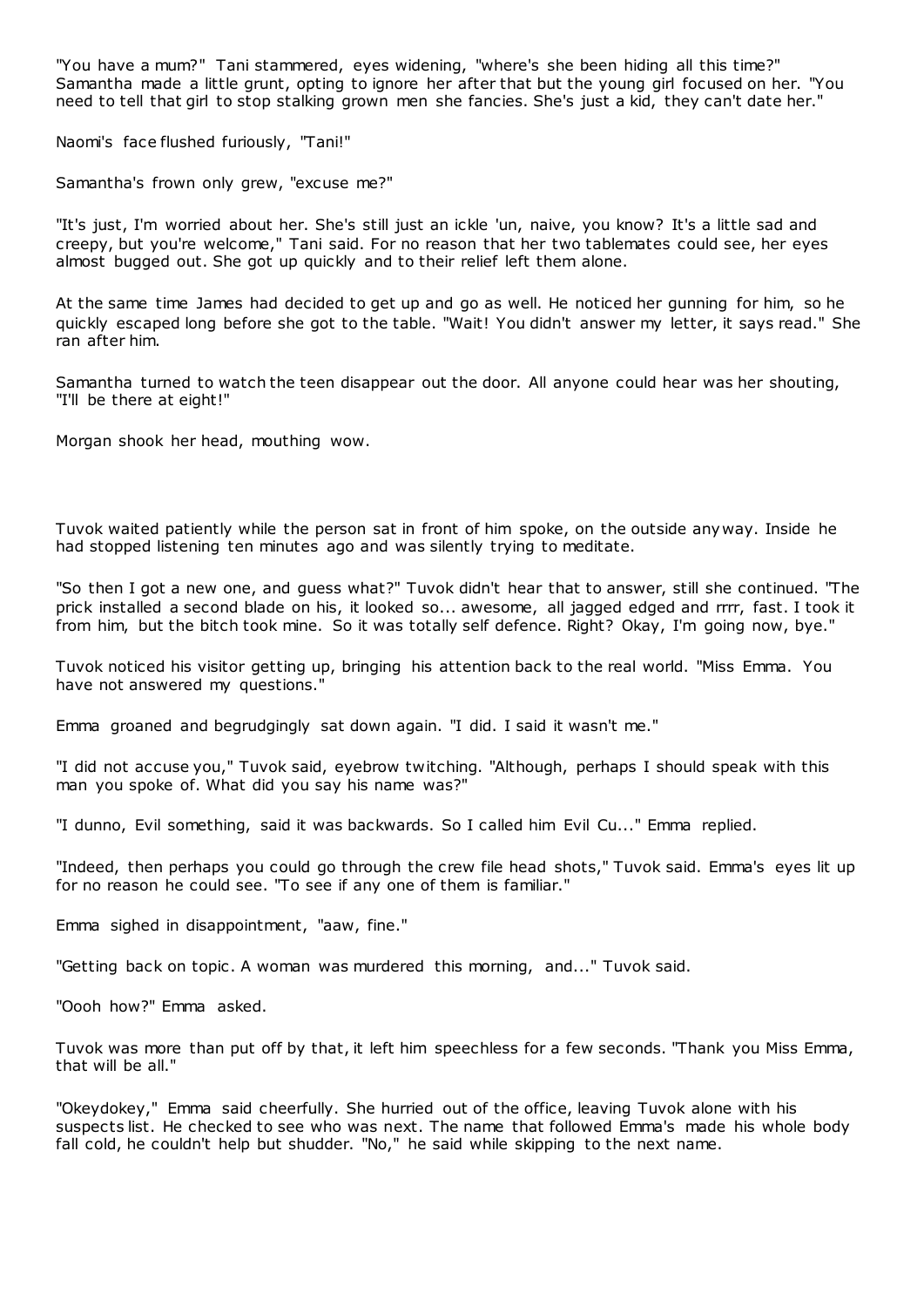"You have a mum?" Tani stammered, eyes widening, "where's she been hiding all this time?" Samantha made a little grunt, opting to ignore her after that but the young girl focused on her. "You need to tell that girl to stop stalking grown men she fancies. She's just a kid, they can't date her."

Naomi's face flushed furiously, "Tani!"

Samantha's frown only grew, "excuse me?"

"It's just, I'm worried about her. She's still just an ickle 'un, naive, you know? It's a little sad and creepy, but you're welcome," Tani said. For no reason that her two tablemates could see, her eyes almost bugged out. She got up quickly and to their relief left them alone.

At the same time James had decided to get up and go as well. He noticed her gunning for him, so he quickly escaped long before she got to the table. "Wait! You didn't answer my letter, it says read." She ran after him.

Samantha turned to watch the teen disappear out the door. All anyone could hear was her shouting, "I'll be there at eight!"

Morgan shook her head, mouthing wow.

Tuvok waited patiently while the person sat in front of him spoke, on the outside anyway. Inside he had stopped listening ten minutes ago and was silently trying to meditate.

"So then I got a new one, and guess what?" Tuvok didn't hear that to answer, still she continued. "The prick installed a second blade on his, it looked so... awesome, all jagged edged and rrrr, fast. I took it from him, but the bitch took mine. So it was totally self defence. Right? Okay, I'm going now, bye."

Tuvok noticed his visitor getting up, bringing his attention back to the real world. "Miss Emma. You have not answered my questions."

Emma groaned and begrudgingly sat down again. "I did. I said it wasn't me."

"I did not accuse you," Tuvok said, eyebrow twitching. "Although, perhaps I should speak with this man you spoke of. What did you say his name was?"

"I dunno, Evil something, said it was backwards. So I called him Evil Cu..." Emma replied.

"Indeed, then perhaps you could go through the crew file head shots," Tuvok said. Emma's eyes lit up for no reason he could see. "To see if any one of them is familiar."

Emma sighed in disappointment, "aaw, fine."

"Getting back on topic. A woman was murdered this morning, and..." Tuvok said.

"Oooh how?" Emma asked.

Tuvok was more than put off by that, it left him speechless for a few seconds. "Thank you Miss Emma, that will be all."

"Okeydokey," Emma said cheerfully. She hurried out of the office, leaving Tuvok alone with his suspects list. He checked to see who was next. The name that followed Emma's made his whole body fall cold, he couldn't help but shudder. "No," he said while skipping to the next name.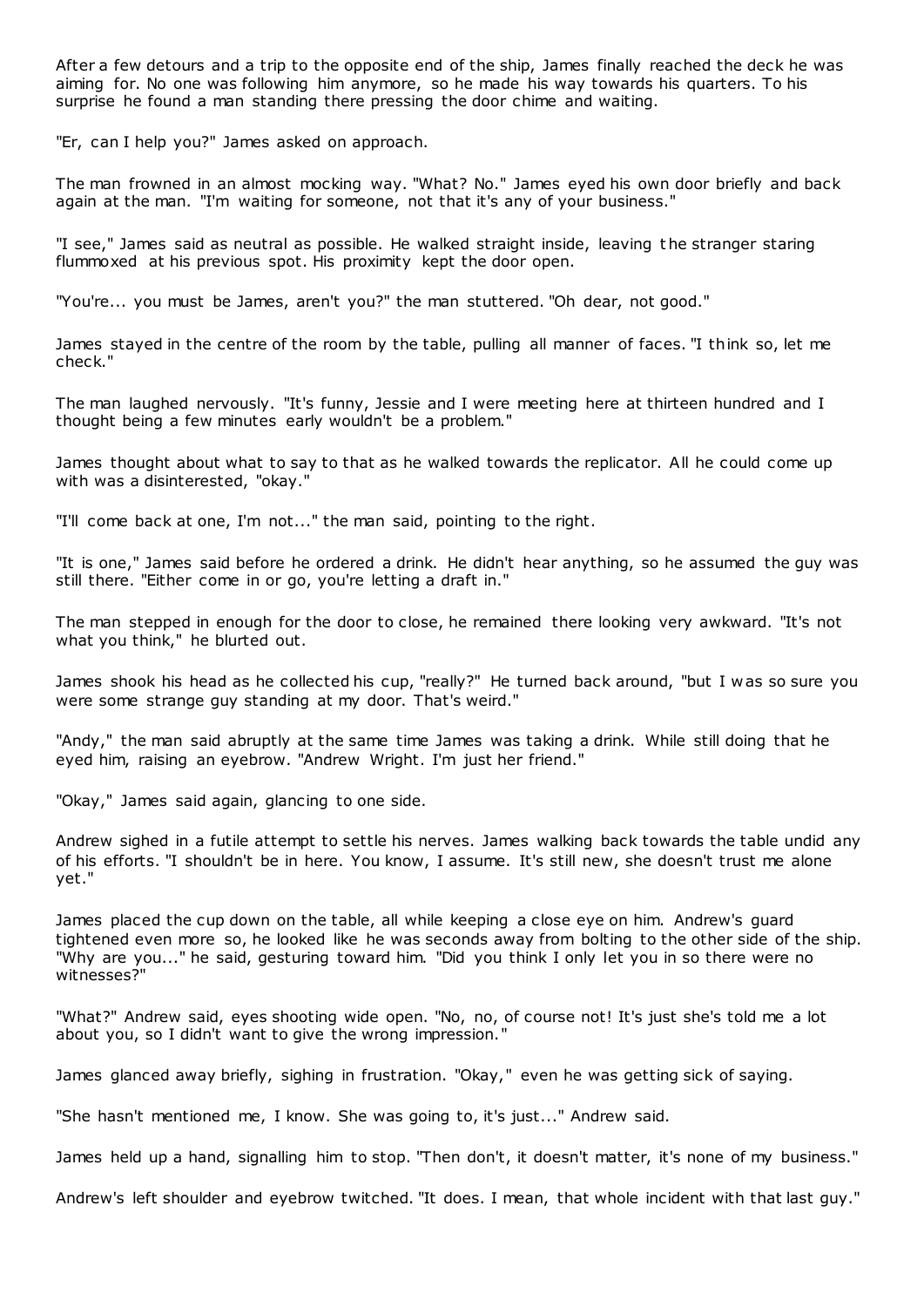After a few detours and a trip to the opposite end of the ship, James finally reached the deck he was aiming for. No one was following him anymore, so he made his way towards his quarters. To his surprise he found a man standing there pressing the door chime and waiting.

"Er, can I help you?" James asked on approach.

The man frowned in an almost mocking way. "What? No." James eyed his own door briefly and back again at the man. "I'm waiting for someone, not that it's any of your business."

"I see," James said as neutral as possible. He walked straight inside, leaving the stranger staring flummoxed at his previous spot. His proximity kept the door open.

"You're... you must be James, aren't you?" the man stuttered. "Oh dear, not good."

James stayed in the centre of the room by the table, pulling all manner of faces. "I think so, let me check."

The man laughed nervously. "It's funny, Jessie and I were meeting here at thirteen hundred and I thought being a few minutes early wouldn't be a problem."

James thought about what to say to that as he walked towards the replicator. All he could come up with was a disinterested, "okay."

"I'll come back at one, I'm not..." the man said, pointing to the right.

"It is one," James said before he ordered a drink. He didn't hear anything, so he assumed the guy was still there. "Either come in or go, you're letting a draft in."

The man stepped in enough for the door to close, he remained there looking very awkward. "It's not what you think," he blurted out.

James shook his head as he collected his cup, "really?" He turned back around, "but I was so sure you were some strange guy standing at my door. That's weird."

"Andy," the man said abruptly at the same time James was taking a drink. While still doing that he eyed him, raising an eyebrow. "Andrew Wright. I'm just her friend."

"Okay," James said again, glancing to one side.

Andrew sighed in a futile attempt to settle his nerves. James walking back towards the table undid any of his efforts. "I shouldn't be in here. You know, I assume. It's still new, she doesn't trust me alone yet."

James placed the cup down on the table, all while keeping a close eye on him. Andrew's guard tightened even more so, he looked like he was seconds away from bolting to the other side of the ship. "Why are you..." he said, gesturing toward him. "Did you think I only let you in so there were no witnesses?"

"What?" Andrew said, eyes shooting wide open. "No, no, of course not! It's just she's told me a lot about you, so I didn't want to give the wrong impression."

James glanced away briefly, sighing in frustration. "Okay," even he was getting sick of saying.

"She hasn't mentioned me, I know. She was going to, it's just..." Andrew said.

James held up a hand, signalling him to stop. "Then don't, it doesn't matter, it's none of my business."

Andrew's left shoulder and eyebrow twitched. "It does. I mean, that whole incident with that last guy."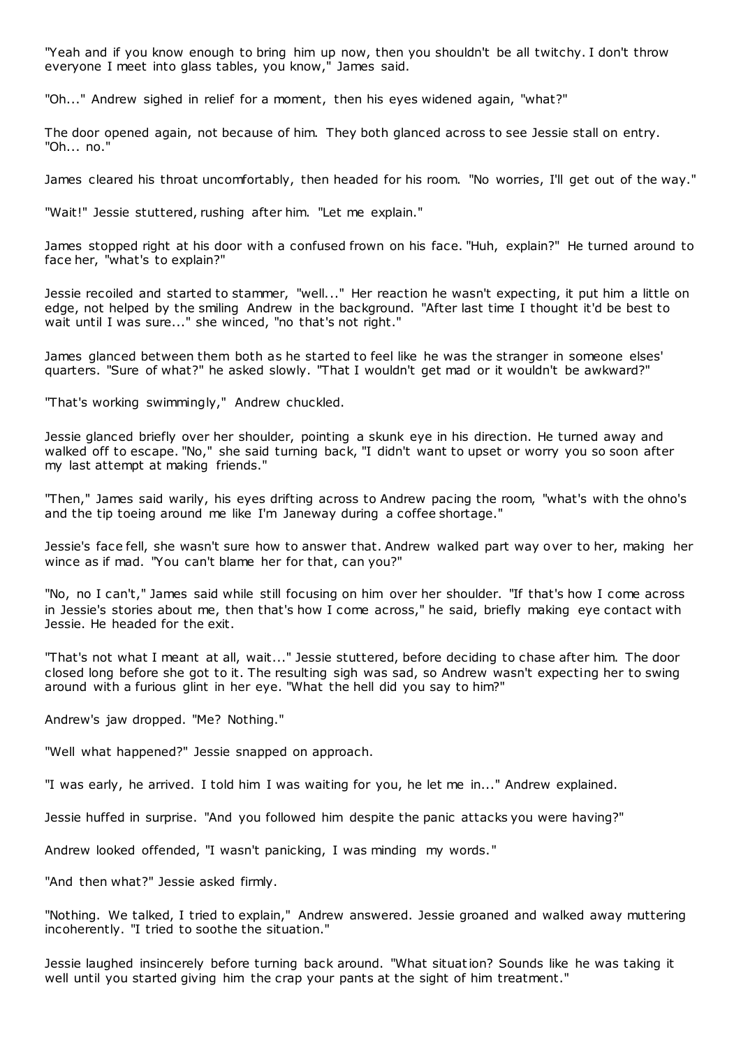"Yeah and if you know enough to bring him up now, then you shouldn't be all twitchy. I don't throw everyone I meet into glass tables, you know," James said.

"Oh..." Andrew sighed in relief for a moment, then his eyes widened again, "what?"

The door opened again, not because of him. They both glanced across to see Jessie stall on entry. "Oh... no."

James cleared his throat uncomfortably, then headed for his room. "No worries, I'll get out of the way."

"Wait!" Jessie stuttered, rushing after him. "Let me explain."

James stopped right at his door with a confused frown on his face. "Huh, explain?" He turned around to face her, "what's to explain?"

Jessie recoiled and started to stammer, "well..." Her reaction he wasn't expecting, it put him a little on edge, not helped by the smiling Andrew in the background. "After last time I thought it'd be best to wait until I was sure..." she winced, "no that's not right."

James glanced between them both as he started to feel like he was the stranger in someone elses' quarters. "Sure of what?" he asked slowly. "That I wouldn't get mad or it wouldn't be awkward?"

"That's working swimmingly," Andrew chuckled.

Jessie glanced briefly over her shoulder, pointing a skunk eye in his direction. He turned away and walked off to escape. "No," she said turning back, "I didn't want to upset or worry you so soon after my last attempt at making friends."

"Then," James said warily, his eyes drifting across to Andrew pacing the room, "what's with the ohno's and the tip toeing around me like I'm Janeway during a coffee shortage."

Jessie's face fell, she wasn't sure how to answer that. Andrew walked part way over to her, making her wince as if mad. "You can't blame her for that, can you?"

"No, no I can't," James said while still focusing on him over her shoulder. "If that's how I come across in Jessie's stories about me, then that's how I come across," he said, briefly making eye contact with Jessie. He headed for the exit.

"That's not what I meant at all, wait..." Jessie stuttered, before deciding to chase after him. The door closed long before she got to it. The resulting sigh was sad, so Andrew wasn't expecting her to swing around with a furious glint in her eye. "What the hell did you say to him?"

Andrew's jaw dropped. "Me? Nothing."

"Well what happened?" Jessie snapped on approach.

"I was early, he arrived. I told him I was waiting for you, he let me in..." Andrew explained.

Jessie huffed in surprise. "And you followed him despite the panic attacks you were having?"

Andrew looked offended, "I wasn't panicking, I was minding my words."

"And then what?" Jessie asked firmly.

"Nothing. We talked, I tried to explain," Andrew answered. Jessie groaned and walked away muttering incoherently. "I tried to soothe the situation."

Jessie laughed insincerely before turning back around. "What situation? Sounds like he was taking it well until you started giving him the crap your pants at the sight of him treatment."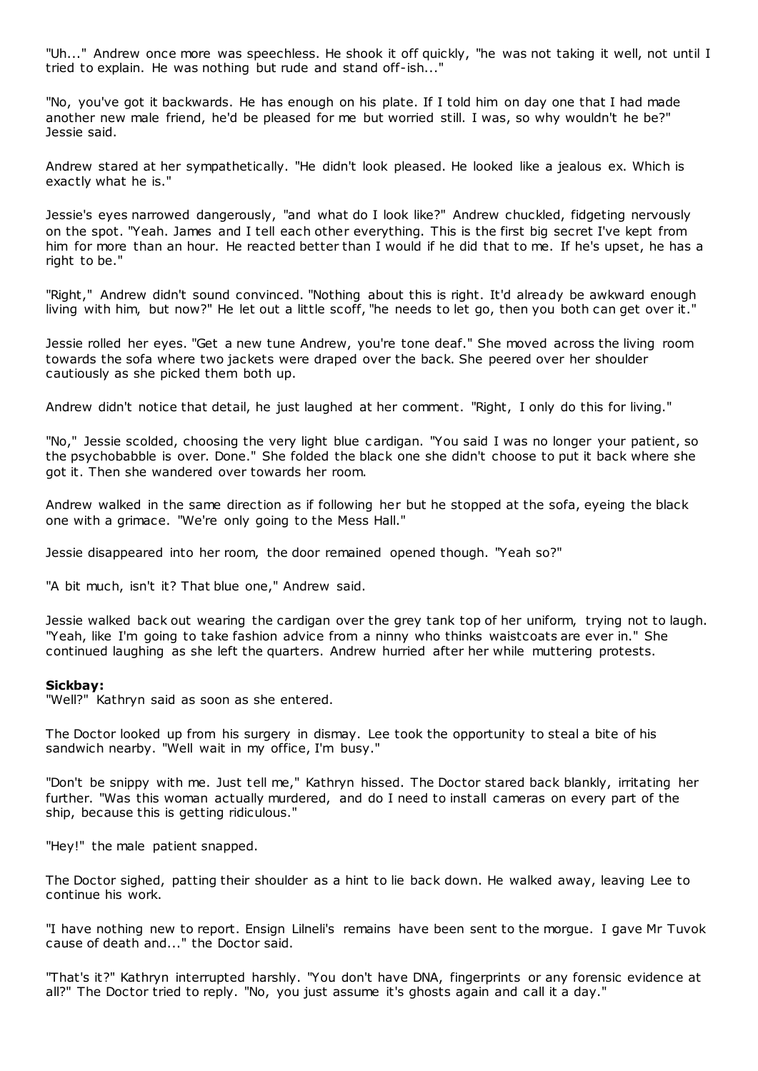"Uh..." Andrew once more was speechless. He shook it off quickly, "he was not taking it well, not until I tried to explain. He was nothing but rude and stand off-ish..."

"No, you've got it backwards. He has enough on his plate. If I told him on day one that I had made another new male friend, he'd be pleased for me but worried still. I was, so why wouldn't he be?" Jessie said.

Andrew stared at her sympathetically. "He didn't look pleased. He looked like a jealous ex. Which is exactly what he is."

Jessie's eyes narrowed dangerously, "and what do I look like?" Andrew chuckled, fidgeting nervously on the spot. "Yeah. James and I tell each other everything. This is the first big secret I've kept from him for more than an hour. He reacted better than I would if he did that to me. If he's upset, he has a right to be."

"Right," Andrew didn't sound convinced. "Nothing about this is right. It'd already be awkward enough living with him, but now?" He let out a little scoff, "he needs to let go, then you both can get over it."

Jessie rolled her eyes. "Get a new tune Andrew, you're tone deaf." She moved across the living room towards the sofa where two jackets were draped over the back. She peered over her shoulder cautiously as she picked them both up.

Andrew didn't notice that detail, he just laughed at her comment. "Right, I only do this for living."

"No," Jessie scolded, choosing the very light blue cardigan. "You said I was no longer your patient, so the psychobabble is over. Done." She folded the black one she didn't choose to put it back where she got it. Then she wandered over towards her room.

Andrew walked in the same direction as if following her but he stopped at the sofa, eyeing the black one with a grimace. "We're only going to the Mess Hall."

Jessie disappeared into her room, the door remained opened though. "Yeah so?"

"A bit much, isn't it? That blue one," Andrew said.

Jessie walked back out wearing the cardigan over the grey tank top of her uniform, trying not to laugh. "Yeah, like I'm going to take fashion advice from a ninny who thinks waistcoats are ever in." She continued laughing as she left the quarters. Andrew hurried after her while muttering protests.

**Sickbay:**
"Well?" Kathryn said as soon as she entered.

The Doctor looked up from his surgery in dismay. Lee took the opportunity to steal a bite of his sandwich nearby. "Well wait in my office, I'm busy."

"Don't be snippy with me. Just tell me," Kathryn hissed. The Doctor stared back blankly, irritating her further. "Was this woman actually murdered, and do I need to install cameras on every part of the ship, because this is getting ridiculous."

"Hey!" the male patient snapped.

The Doctor sighed, patting their shoulder as a hint to lie back down. He walked away, leaving Lee to continue his work.

"I have nothing new to report. Ensign Lilneli's remains have been sent to the morgue. I gave Mr Tuvok cause of death and..." the Doctor said.

"That's it?" Kathryn interrupted harshly. "You don't have DNA, fingerprints or any forensic evidence at all?" The Doctor tried to reply. "No, you just assume it's ghosts again and call it a day."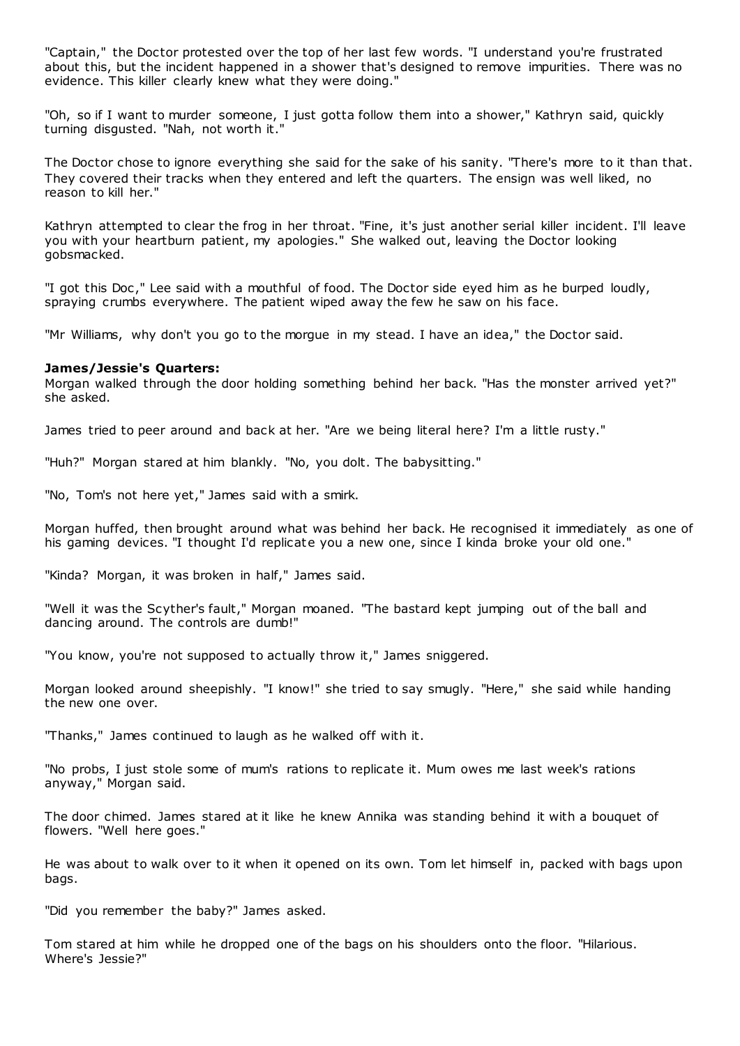"Captain," the Doctor protested over the top of her last few words. "I understand you're frustrated about this, but the incident happened in a shower that's designed to remove impurities. There was no evidence. This killer clearly knew what they were doing."

"Oh, so if I want to murder someone, I just gotta follow them into a shower," Kathryn said, quickly turning disgusted. "Nah, not worth it."

The Doctor chose to ignore everything she said for the sake of his sanity. "There's more to it than that. They covered their tracks when they entered and left the quarters. The ensign was well liked, no reason to kill her."

Kathryn attempted to clear the frog in her throat. "Fine, it's just another serial killer incident. I'll leave you with your heartburn patient, my apologies." She walked out, leaving the Doctor looking gobsmacked.

"I got this Doc," Lee said with a mouthful of food. The Doctor side eyed him as he burped loudly, spraying crumbs everywhere. The patient wiped away the few he saw on his face.

"Mr Williams, why don't you go to the morgue in my stead. I have an idea," the Doctor said.

**James/Jessie's Quarters:**
Morgan walked through the door holding something behind her back. "Has the monster arrived yet?" she asked.

James tried to peer around and back at her. "Are we being literal here? I'm a little rusty."

"Huh?" Morgan stared at him blankly. "No, you dolt. The babysitting."

"No, Tom's not here yet," James said with a smirk.

Morgan huffed, then brought around what was behind her back. He recognised it immediately as one of his gaming devices. "I thought I'd replicate you a new one, since I kinda broke your old one."

"Kinda? Morgan, it was broken in half," James said.

"Well it was the Scyther's fault," Morgan moaned. "The bastard kept jumping out of the ball and dancing around. The controls are dumb!"

"You know, you're not supposed to actually throw it," James sniggered.

Morgan looked around sheepishly. "I know!" she tried to say smugly. "Here," she said while handing the new one over.

"Thanks," James continued to laugh as he walked off with it.

"No probs, I just stole some of mum's rations to replicate it. Mum owes me last week's rations anyway," Morgan said.

The door chimed. James stared at it like he knew Annika was standing behind it with a bouquet of flowers. "Well here goes."

He was about to walk over to it when it opened on its own. Tom let himself in, packed with bags upon bags.

"Did you remember the baby?" James asked.

Tom stared at him while he dropped one of the bags on his shoulders onto the floor. "Hilarious. Where's Jessie?"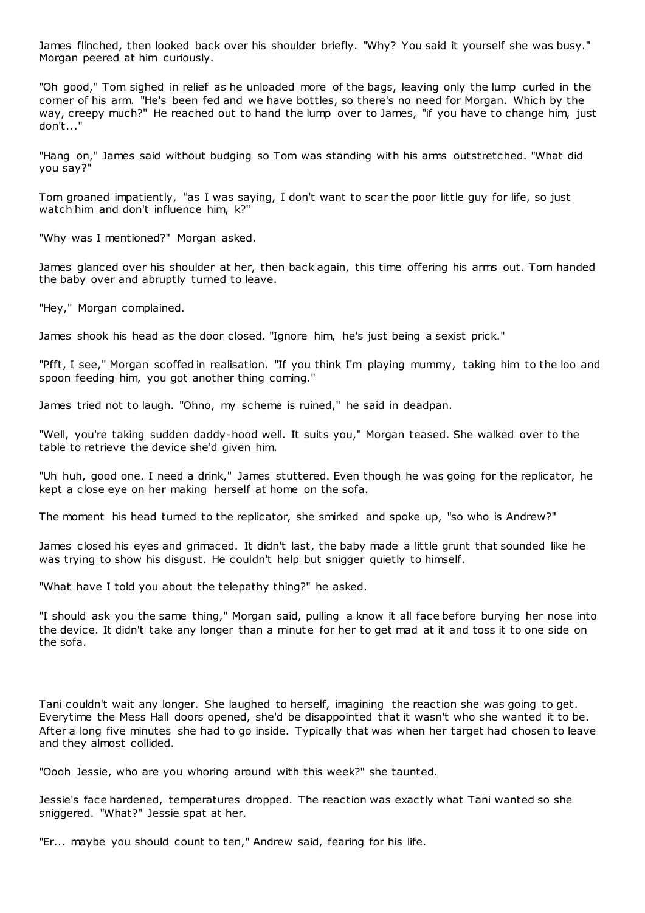James flinched, then looked back over his shoulder briefly. "Why? You said it yourself she was busy." Morgan peered at him curiously.

"Oh good," Tom sighed in relief as he unloaded more of the bags, leaving only the lump curled in the corner of his arm. "He's been fed and we have bottles, so there's no need for Morgan. Which by the way, creepy much?" He reached out to hand the lump over to James, "if you have to change him, just don't..."

"Hang on," James said without budging so Tom was standing with his arms outstretched. "What did you say?"

Tom groaned impatiently, "as I was saying, I don't want to scar the poor little guy for life, so just watch him and don't influence him, k?"

"Why was I mentioned?" Morgan asked.

James glanced over his shoulder at her, then back again, this time offering his arms out. Tom handed the baby over and abruptly turned to leave.

"Hey," Morgan complained.

James shook his head as the door closed. "Ignore him, he's just being a sexist prick."

"Pfft, I see," Morgan scoffed in realisation. "If you think I'm playing mummy, taking him to the loo and spoon feeding him, you got another thing coming."

James tried not to laugh. "Ohno, my scheme is ruined," he said in deadpan.

"Well, you're taking sudden daddy-hood well. It suits you," Morgan teased. She walked over to the table to retrieve the device she'd given him.

"Uh huh, good one. I need a drink," James stuttered. Even though he was going for the replicator, he kept a close eye on her making herself at home on the sofa.

The moment his head turned to the replicator, she smirked and spoke up, "so who is Andrew?"

James closed his eyes and grimaced. It didn't last, the baby made a little grunt that sounded like he was trying to show his disgust. He couldn't help but snigger quietly to himself.

"What have I told you about the telepathy thing?" he asked.

"I should ask you the same thing," Morgan said, pulling a know it all face before burying her nose into the device. It didn't take any longer than a minute for her to get mad at it and toss it to one side on the sofa.

Tani couldn't wait any longer. She laughed to herself, imagining the reaction she was going to get. Everytime the Mess Hall doors opened, she'd be disappointed that it wasn't who she wanted it to be. After a long five minutes she had to go inside. Typically that was when her target had chosen to leave and they almost collided.

"Oooh Jessie, who are you whoring around with this week?" she taunted.

Jessie's face hardened, temperatures dropped. The reaction was exactly what Tani wanted so she sniggered. "What?" Jessie spat at her.

"Er... maybe you should count to ten," Andrew said, fearing for his life.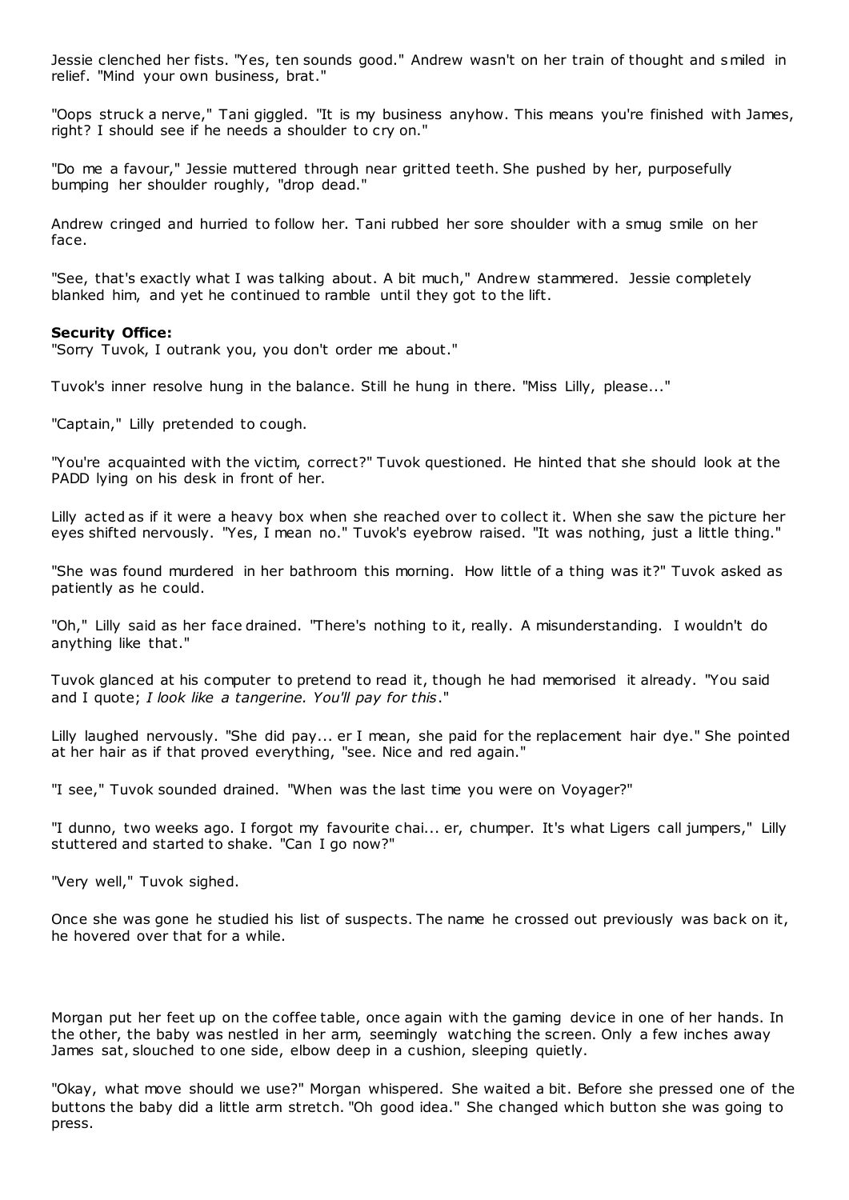Jessie clenched her fists. "Yes, ten sounds good." Andrew wasn't on her train of thought and smiled in relief. "Mind your own business, brat."

"Oops struck a nerve," Tani giggled. "It is my business anyhow. This means you're finished with James, right? I should see if he needs a shoulder to cry on."

"Do me a favour," Jessie muttered through near gritted teeth. She pushed by her, purposefully bumping her shoulder roughly, "drop dead."

Andrew cringed and hurried to follow her. Tani rubbed her sore shoulder with a smug smile on her face.

"See, that's exactly what I was talking about. A bit much," Andrew stammered. Jessie completely blanked him, and yet he continued to ramble until they got to the lift.

**Security Office:**
"Sorry Tuvok, I outrank you, you don't order me about."

Tuvok's inner resolve hung in the balance. Still he hung in there. "Miss Lilly, please..."

"Captain," Lilly pretended to cough.

"You're acquainted with the victim, correct?" Tuvok questioned. He hinted that she should look at the PADD lying on his desk in front of her.

Lilly acted as if it were a heavy box when she reached over to collect it. When she saw the picture her eyes shifted nervously. "Yes, I mean no." Tuvok's eyebrow raised. "It was nothing, just a little thing."

"She was found murdered in her bathroom this morning. How little of a thing was it?" Tuvok asked as patiently as he could.

"Oh," Lilly said as her face drained. "There's nothing to it, really. A misunderstanding. I wouldn't do anything like that."

Tuvok glanced at his computer to pretend to read it, though he had memorised it already. "You said and I quote; *I look like a tangerine. You'll pay for this*."

Lilly laughed nervously. "She did pay... er I mean, she paid for the replacement hair dye." She pointed at her hair as if that proved everything, "see. Nice and red again."

"I see," Tuvok sounded drained. "When was the last time you were on Voyager?"

"I dunno, two weeks ago. I forgot my favourite chai... er, chumper. It's what Ligers call jumpers," Lilly stuttered and started to shake. "Can I go now?"

"Very well," Tuvok sighed.

Once she was gone he studied his list of suspects. The name he crossed out previously was back on it, he hovered over that for a while.

Morgan put her feet up on the coffee table, once again with the gaming device in one of her hands. In the other, the baby was nestled in her arm, seemingly watching the screen. Only a few inches away James sat, slouched to one side, elbow deep in a cushion, sleeping quietly.

"Okay, what move should we use?" Morgan whispered. She waited a bit. Before she pressed one of the buttons the baby did a little arm stretch. "Oh good idea." She changed which button she was going to press.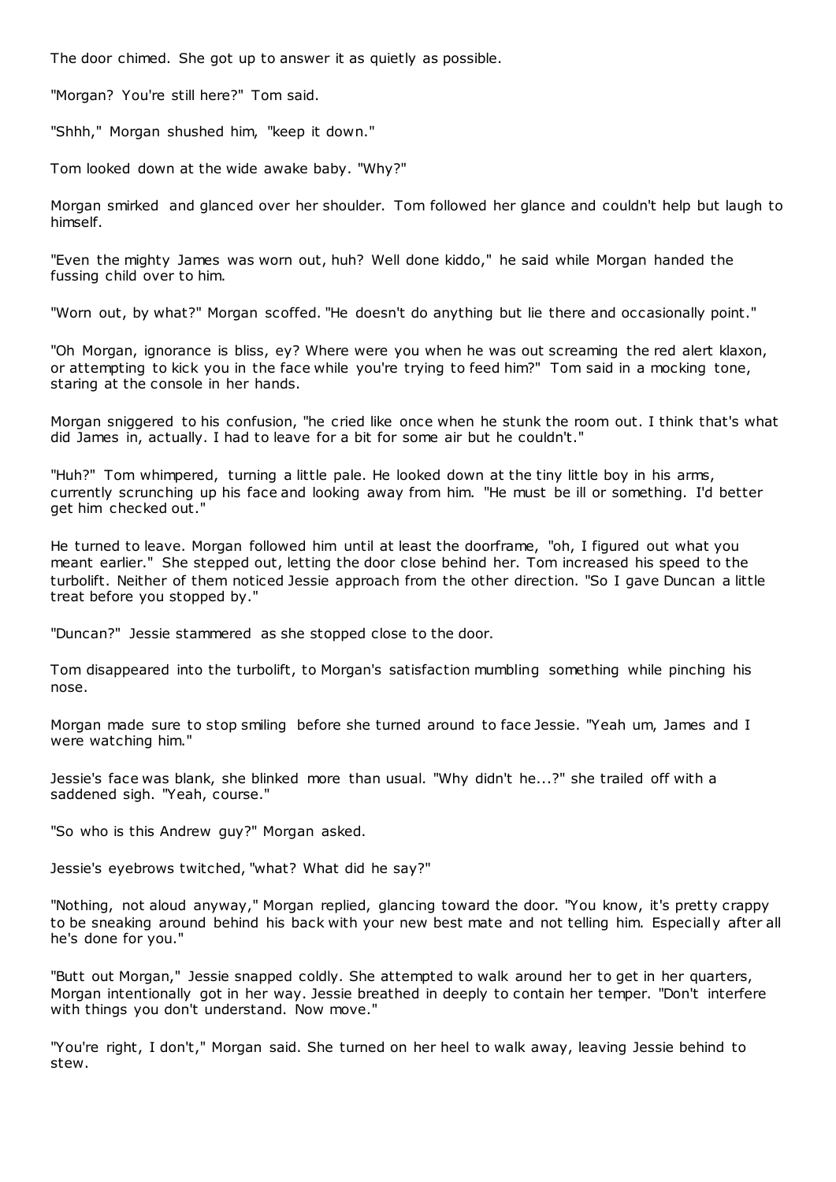The door chimed. She got up to answer it as quietly as possible.

"Morgan? You're still here?" Tom said.

"Shhh," Morgan shushed him, "keep it down."

Tom looked down at the wide awake baby. "Why?"

Morgan smirked and glanced over her shoulder. Tom followed her glance and couldn't help but laugh to himself.

"Even the mighty James was worn out, huh? Well done kiddo," he said while Morgan handed the fussing child over to him.

"Worn out, by what?" Morgan scoffed. "He doesn't do anything but lie there and occasionally point."

"Oh Morgan, ignorance is bliss, ey? Where were you when he was out screaming the red alert klaxon, or attempting to kick you in the face while you're trying to feed him?" Tom said in a mocking tone, staring at the console in her hands.

Morgan sniggered to his confusion, "he cried like once when he stunk the room out. I think that's what did James in, actually. I had to leave for a bit for some air but he couldn't."

"Huh?" Tom whimpered, turning a little pale. He looked down at the tiny little boy in his arms, currently scrunching up his face and looking away from him. "He must be ill or something. I'd better get him checked out."

He turned to leave. Morgan followed him until at least the doorframe, "oh, I figured out what you meant earlier." She stepped out, letting the door close behind her. Tom increased his speed to the turbolift. Neither of them noticed Jessie approach from the other direction. "So I gave Duncan a little treat before you stopped by."

"Duncan?" Jessie stammered as she stopped close to the door.

Tom disappeared into the turbolift, to Morgan's satisfaction mumbling something while pinching his nose.

Morgan made sure to stop smiling before she turned around to face Jessie. "Yeah um, James and I were watching him."

Jessie's face was blank, she blinked more than usual. "Why didn't he...?" she trailed off with a saddened sigh. "Yeah, course."

"So who is this Andrew guy?" Morgan asked.

Jessie's eyebrows twitched, "what? What did he say?"

"Nothing, not aloud anyway," Morgan replied, glancing toward the door. "You know, it's pretty crappy to be sneaking around behind his back with your new best mate and not telling him. Especially after all he's done for you."

"Butt out Morgan," Jessie snapped coldly. She attempted to walk around her to get in her quarters, Morgan intentionally got in her way. Jessie breathed in deeply to contain her temper. "Don't interfere with things you don't understand. Now move."

"You're right, I don't," Morgan said. She turned on her heel to walk away, leaving Jessie behind to stew.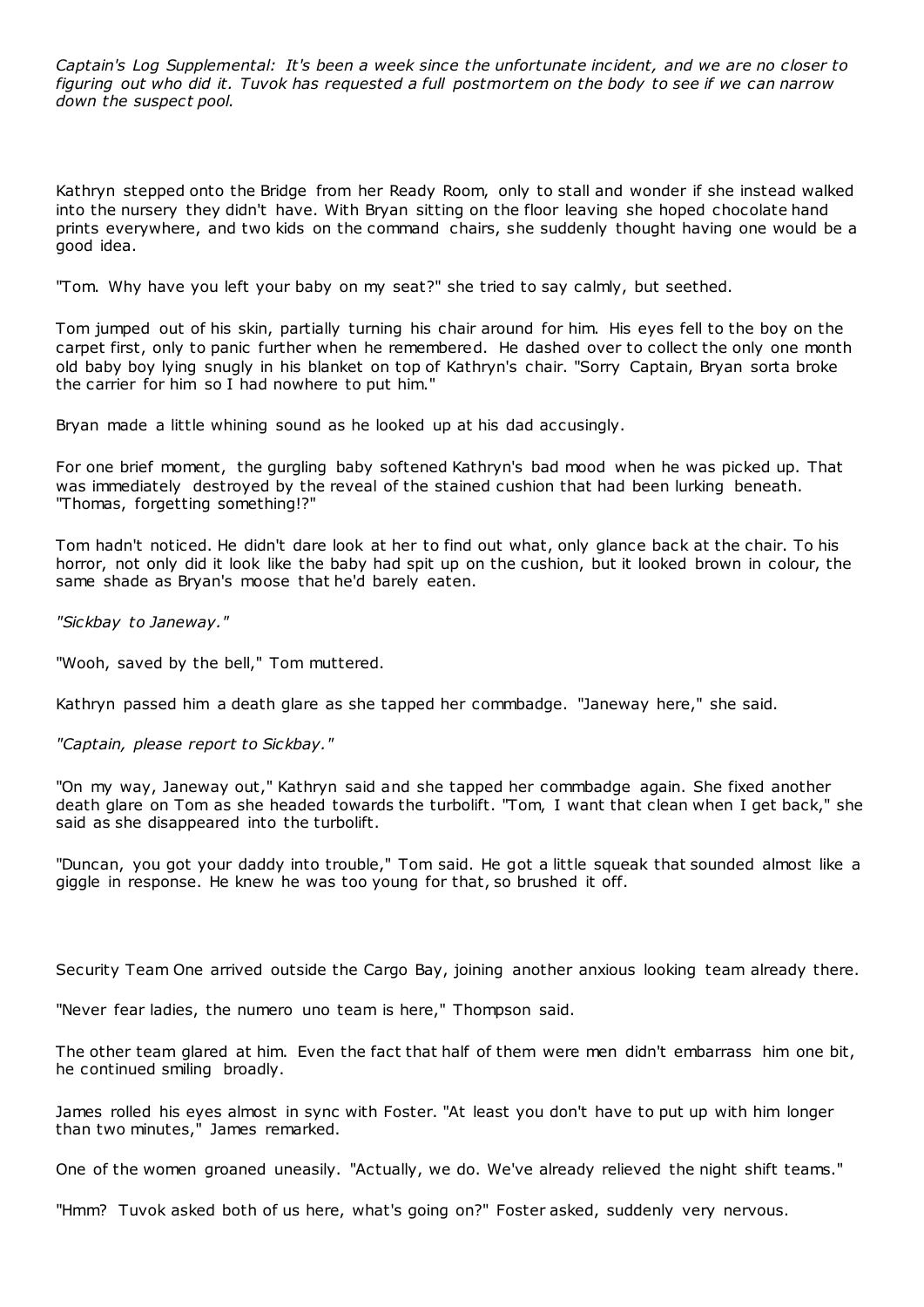*Captain's Log Supplemental: It's been a week since the unfortunate incident, and we are no closer to figuring out who did it. Tuvok has requested a full postmortem on the body to see if we can narrow down the suspect pool.*

Kathryn stepped onto the Bridge from her Ready Room, only to stall and wonder if she instead walked into the nursery they didn't have. With Bryan sitting on the floor leaving she hoped chocolate hand prints everywhere, and two kids on the command chairs, she suddenly thought having one would be a good idea.

"Tom. Why have you left your baby on my seat?" she tried to say calmly, but seethed.

Tom jumped out of his skin, partially turning his chair around for him. His eyes fell to the boy on the carpet first, only to panic further when he remembered. He dashed over to collect the only one month old baby boy lying snugly in his blanket on top of Kathryn's chair. "Sorry Captain, Bryan sorta broke the carrier for him so I had nowhere to put him."

Bryan made a little whining sound as he looked up at his dad accusingly.

For one brief moment, the gurgling baby softened Kathryn's bad mood when he was picked up. That was immediately destroyed by the reveal of the stained cushion that had been lurking beneath. "Thomas, forgetting something!?"

Tom hadn't noticed. He didn't dare look at her to find out what, only glance back at the chair. To his horror, not only did it look like the baby had spit up on the cushion, but it looked brown in colour, the same shade as Bryan's moose that he'd barely eaten.

*"Sickbay to Janeway."*

"Wooh, saved by the bell," Tom muttered.

Kathryn passed him a death glare as she tapped her commbadge. "Janeway here," she said.

*"Captain, please report to Sickbay."*

"On my way, Janeway out," Kathryn said and she tapped her commbadge again. She fixed another death glare on Tom as she headed towards the turbolift. "Tom, I want that clean when I get back," she said as she disappeared into the turbolift.

"Duncan, you got your daddy into trouble," Tom said. He got a little squeak that sounded almost like a giggle in response. He knew he was too young for that, so brushed it off.

Security Team One arrived outside the Cargo Bay, joining another anxious looking team already there.

"Never fear ladies, the numero uno team is here," Thompson said.

The other team glared at him. Even the fact that half of them were men didn't embarrass him one bit, he continued smiling broadly.

James rolled his eyes almost in sync with Foster. "At least you don't have to put up with him longer than two minutes," James remarked.

One of the women groaned uneasily. "Actually, we do. We've already relieved the night shift teams."

"Hmm? Tuvok asked both of us here, what's going on?" Foster asked, suddenly very nervous.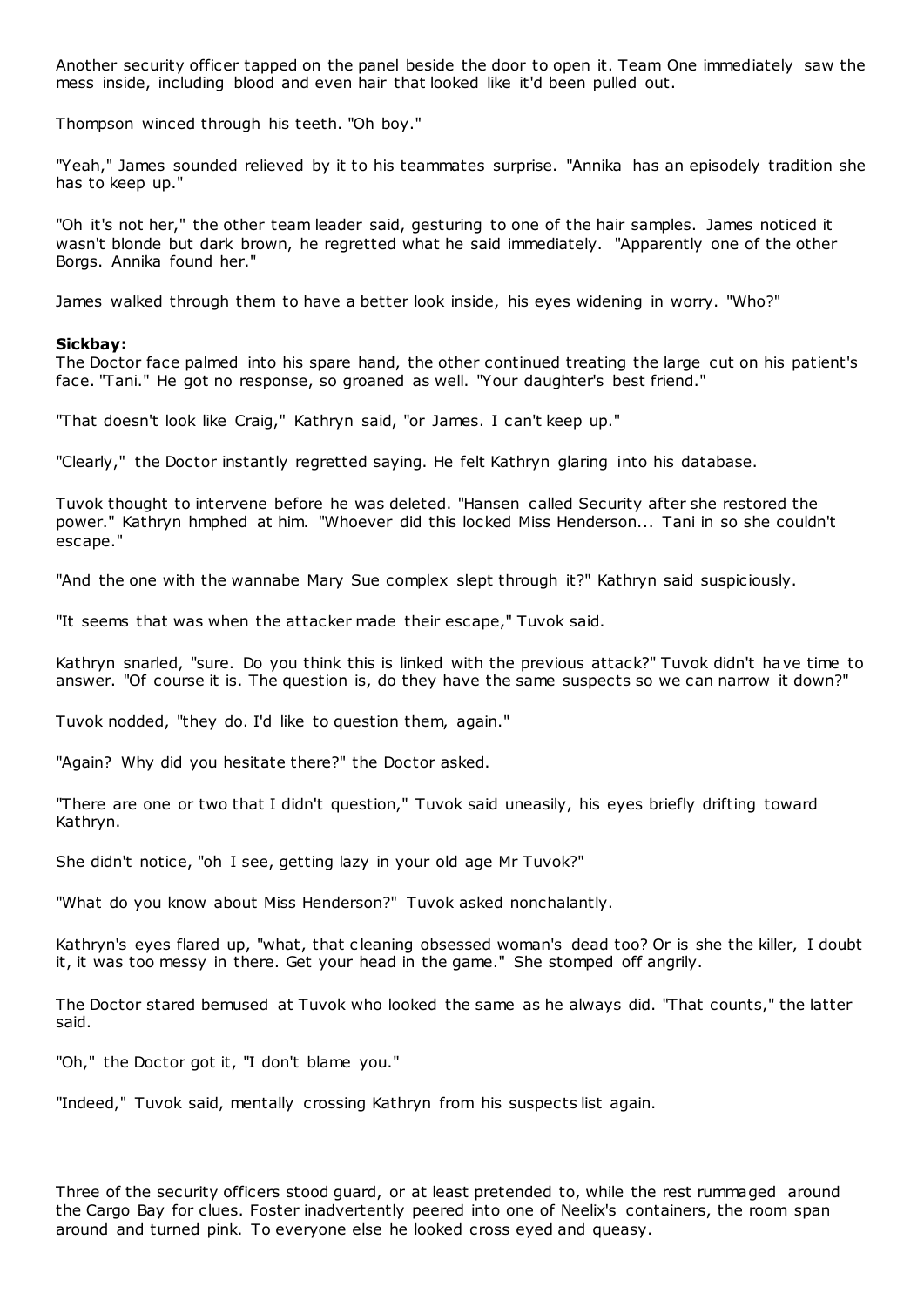Another security officer tapped on the panel beside the door to open it. Team One immediately saw the mess inside, including blood and even hair that looked like it'd been pulled out.

Thompson winced through his teeth. "Oh boy."

"Yeah," James sounded relieved by it to his teammates surprise. "Annika has an episodely tradition she has to keep up."

"Oh it's not her," the other team leader said, gesturing to one of the hair samples. James noticed it wasn't blonde but dark brown, he regretted what he said immediately. "Apparently one of the other Borgs. Annika found her."

James walked through them to have a better look inside, his eyes widening in worry. "Who?"

**Sickbay:**
The Doctor face palmed into his spare hand, the other continued treating the large cut on his patient's face. "Tani." He got no response, so groaned as well. "Your daughter's best friend."

"That doesn't look like Craig," Kathryn said, "or James. I can't keep up."

"Clearly," the Doctor instantly regretted saying. He felt Kathryn glaring into his database.

Tuvok thought to intervene before he was deleted. "Hansen called Security after she restored the power." Kathryn hmphed at him. "Whoever did this locked Miss Henderson... Tani in so she couldn't escape."

"And the one with the wannabe Mary Sue complex slept through it?" Kathryn said suspiciously.

"It seems that was when the attacker made their escape," Tuvok said.

Kathryn snarled, "sure. Do you think this is linked with the previous attack?" Tuvok didn't have time to answer. "Of course it is. The question is, do they have the same suspects so we can narrow it down?"

Tuvok nodded, "they do. I'd like to question them, again."

"Again? Why did you hesitate there?" the Doctor asked.

"There are one or two that I didn't question," Tuvok said uneasily, his eyes briefly drifting toward Kathryn.

She didn't notice, "oh I see, getting lazy in your old age Mr Tuvok?"

"What do you know about Miss Henderson?" Tuvok asked nonchalantly.

Kathryn's eyes flared up, "what, that cleaning obsessed woman's dead too? Or is she the killer, I doubt it, it was too messy in there. Get your head in the game." She stomped off angrily.

The Doctor stared bemused at Tuvok who looked the same as he always did. "That counts," the latter said.

"Oh," the Doctor got it, "I don't blame you."

"Indeed," Tuvok said, mentally crossing Kathryn from his suspects list again.

Three of the security officers stood guard, or at least pretended to, while the rest rummaged around the Cargo Bay for clues. Foster inadvertently peered into one of Neelix's containers, the room span around and turned pink. To everyone else he looked cross eyed and queasy.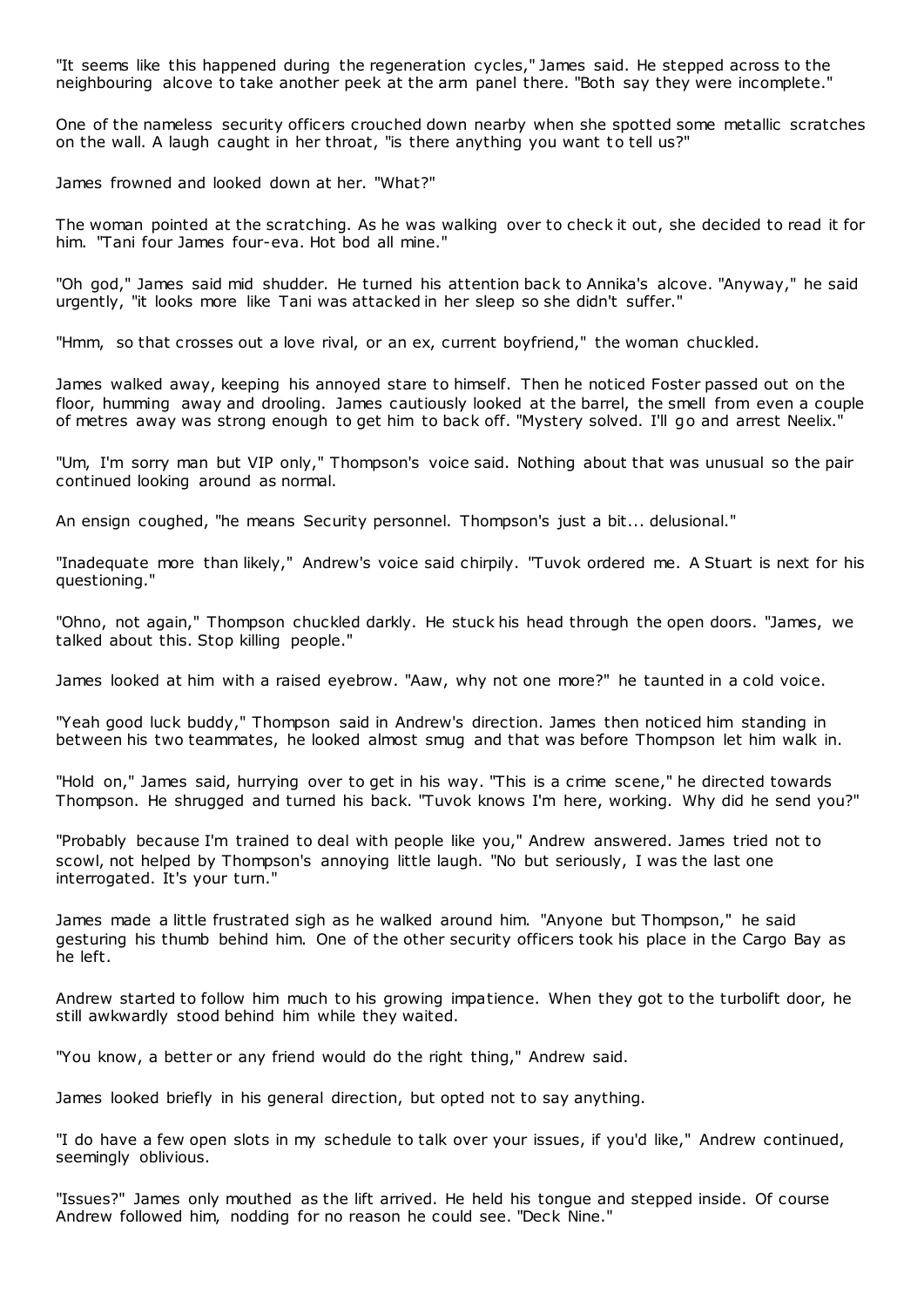"It seems like this happened during the regeneration cycles," James said. He stepped across to the neighbouring alcove to take another peek at the arm panel there. "Both say they were incomplete."

One of the nameless security officers crouched down nearby when she spotted some metallic scratches on the wall. A laugh caught in her throat, "is there anything you want to tell us?"

James frowned and looked down at her. "What?"

The woman pointed at the scratching. As he was walking over to check it out, she decided to read it for him. "Tani four James four-eva. Hot bod all mine."

"Oh god," James said mid shudder. He turned his attention back to Annika's alcove. "Anyway," he said urgently, "it looks more like Tani was attacked in her sleep so she didn't suffer."

"Hmm, so that crosses out a love rival, or an ex, current boyfriend," the woman chuckled.

James walked away, keeping his annoyed stare to himself. Then he noticed Foster passed out on the floor, humming away and drooling. James cautiously looked at the barrel, the smell from even a couple of metres away was strong enough to get him to back off. "Mystery solved. I'll go and arrest Neelix."

"Um, I'm sorry man but VIP only," Thompson's voice said. Nothing about that was unusual so the pair continued looking around as normal.

An ensign coughed, "he means Security personnel. Thompson's just a bit... delusional."

"Inadequate more than likely," Andrew's voice said chirpily. "Tuvok ordered me. A Stuart is next for his questioning."

"Ohno, not again," Thompson chuckled darkly. He stuck his head through the open doors. "James, we talked about this. Stop killing people."

James looked at him with a raised eyebrow. "Aaw, why not one more?" he taunted in a cold voice.

"Yeah good luck buddy," Thompson said in Andrew's direction. James then noticed him standing in between his two teammates, he looked almost smug and that was before Thompson let him walk in.

"Hold on," James said, hurrying over to get in his way. "This is a crime scene," he directed towards Thompson. He shrugged and turned his back. "Tuvok knows I'm here, working. Why did he send you?"

"Probably because I'm trained to deal with people like you," Andrew answered. James tried not to scowl, not helped by Thompson's annoying little laugh. "No but seriously, I was the last one interrogated. It's your turn."

James made a little frustrated sigh as he walked around him. "Anyone but Thompson," he said gesturing his thumb behind him. One of the other security officers took his place in the Cargo Bay as he left.

Andrew started to follow him much to his growing impatience. When they got to the turbolift door, he still awkwardly stood behind him while they waited.

"You know, a better or any friend would do the right thing," Andrew said.

James looked briefly in his general direction, but opted not to say anything.

"I do have a few open slots in my schedule to talk over your issues, if you'd like," Andrew continued, seemingly oblivious.

"Issues?" James only mouthed as the lift arrived. He held his tongue and stepped inside. Of course Andrew followed him, nodding for no reason he could see. "Deck Nine."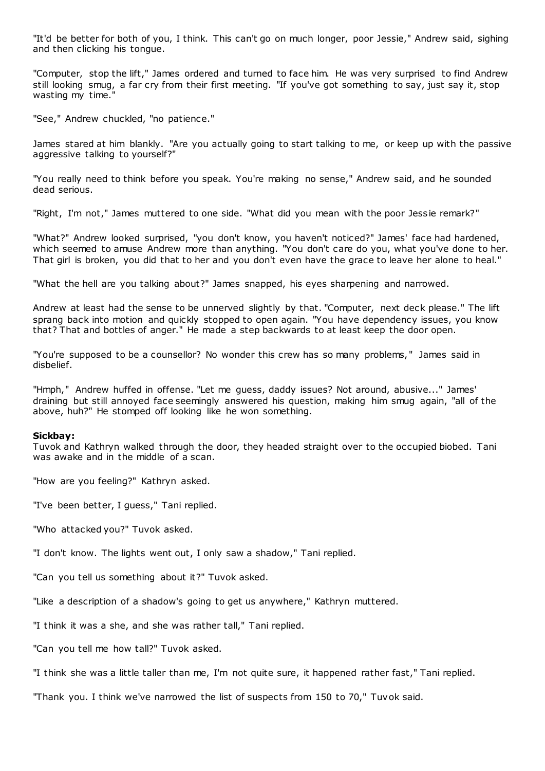"It'd be better for both of you, I think. This can't go on much longer, poor Jessie," Andrew said, sighing and then clicking his tongue.

"Computer, stop the lift," James ordered and turned to face him. He was very surprised to find Andrew still looking smug, a far cry from their first meeting. "If you've got something to say, just say it, stop wasting my time."

"See," Andrew chuckled, "no patience."

James stared at him blankly. "Are you actually going to start talking to me, or keep up with the passive aggressive talking to yourself?"

"You really need to think before you speak. You're making no sense," Andrew said, and he sounded dead serious.

"Right, I'm not," James muttered to one side. "What did you mean with the poor Jessie remark?"

"What?" Andrew looked surprised, "you don't know, you haven't noticed?" James' face had hardened, which seemed to amuse Andrew more than anything. "You don't care do you, what you've done to her. That girl is broken, you did that to her and you don't even have the grace to leave her alone to heal."

"What the hell are you talking about?" James snapped, his eyes sharpening and narrowed.

Andrew at least had the sense to be unnerved slightly by that. "Computer, next deck please." The lift sprang back into motion and quickly stopped to open again. "You have dependency issues, you know that? That and bottles of anger." He made a step backwards to at least keep the door open.

"You're supposed to be a counsellor? No wonder this crew has so many problems," James said in disbelief.

"Hmph," Andrew huffed in offense. "Let me guess, daddy issues? Not around, abusive..." James' draining but still annoyed face seemingly answered his question, making him smug again, "all of the above, huh?" He stomped off looking like he won something.

**Sickbay:**
Tuvok and Kathryn walked through the door, they headed straight over to the occupied biobed. Tani was awake and in the middle of a scan.

"How are you feeling?" Kathryn asked.

"I've been better, I guess," Tani replied.

"Who attacked you?" Tuvok asked.

"I don't know. The lights went out, I only saw a shadow," Tani replied.

"Can you tell us something about it?" Tuvok asked.

"Like a description of a shadow's going to get us anywhere," Kathryn muttered.

"I think it was a she, and she was rather tall," Tani replied.

"Can you tell me how tall?" Tuvok asked.

"I think she was a little taller than me, I'm not quite sure, it happened rather fast," Tani replied.

"Thank you. I think we've narrowed the list of suspects from 150 to 70," Tuvok said.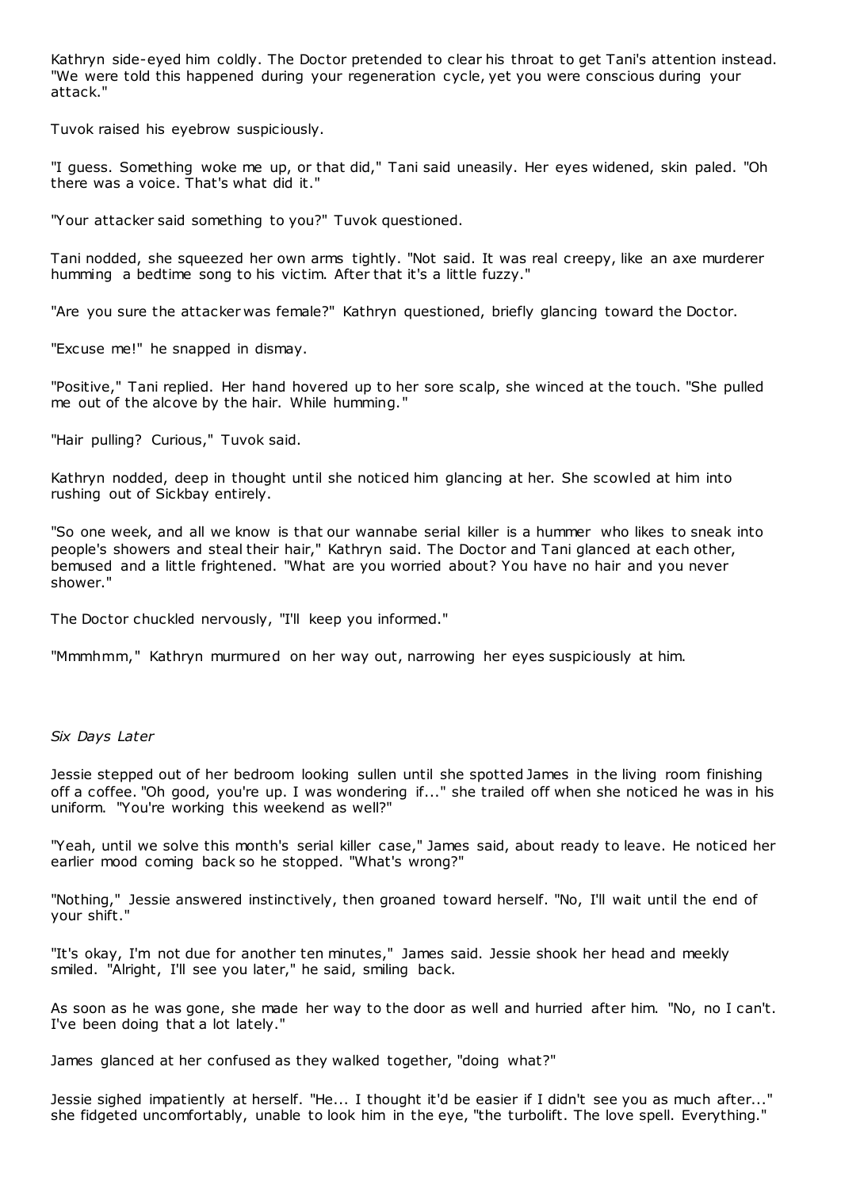Kathryn side-eyed him coldly. The Doctor pretended to clear his throat to get Tani's attention instead. "We were told this happened during your regeneration cycle, yet you were conscious during your attack."

Tuvok raised his eyebrow suspiciously.

"I guess. Something woke me up, or that did," Tani said uneasily. Her eyes widened, skin paled. "Oh there was a voice. That's what did it."

"Your attacker said something to you?" Tuvok questioned.

Tani nodded, she squeezed her own arms tightly. "Not said. It was real creepy, like an axe murderer humming a bedtime song to his victim. After that it's a little fuzzy."

"Are you sure the attacker was female?" Kathryn questioned, briefly glancing toward the Doctor.

"Excuse me!" he snapped in dismay.

"Positive," Tani replied. Her hand hovered up to her sore scalp, she winced at the touch. "She pulled me out of the alcove by the hair. While humming."

"Hair pulling? Curious," Tuvok said.

Kathryn nodded, deep in thought until she noticed him glancing at her. She scowled at him into rushing out of Sickbay entirely.

"So one week, and all we know is that our wannabe serial killer is a hummer who likes to sneak into people's showers and steal their hair," Kathryn said. The Doctor and Tani glanced at each other, bemused and a little frightened. "What are you worried about? You have no hair and you never shower."

The Doctor chuckled nervously, "I'll keep you informed."

"Mmmhmm," Kathryn murmured on her way out, narrowing her eyes suspiciously at him.

*Six Days Later*

Jessie stepped out of her bedroom looking sullen until she spotted James in the living room finishing off a coffee. "Oh good, you're up. I was wondering if..." she trailed off when she noticed he was in his uniform. "You're working this weekend as well?"

"Yeah, until we solve this month's serial killer case," James said, about ready to leave. He noticed her earlier mood coming back so he stopped. "What's wrong?"

"Nothing," Jessie answered instinctively, then groaned toward herself. "No, I'll wait until the end of your shift."

"It's okay, I'm not due for another ten minutes," James said. Jessie shook her head and meekly smiled. "Alright, I'll see you later," he said, smiling back.

As soon as he was gone, she made her way to the door as well and hurried after him. "No, no I can't. I've been doing that a lot lately."

James glanced at her confused as they walked together, "doing what?"

Jessie sighed impatiently at herself. "He... I thought it'd be easier if I didn't see you as much after..." she fidgeted uncomfortably, unable to look him in the eye, "the turbolift. The love spell. Everything."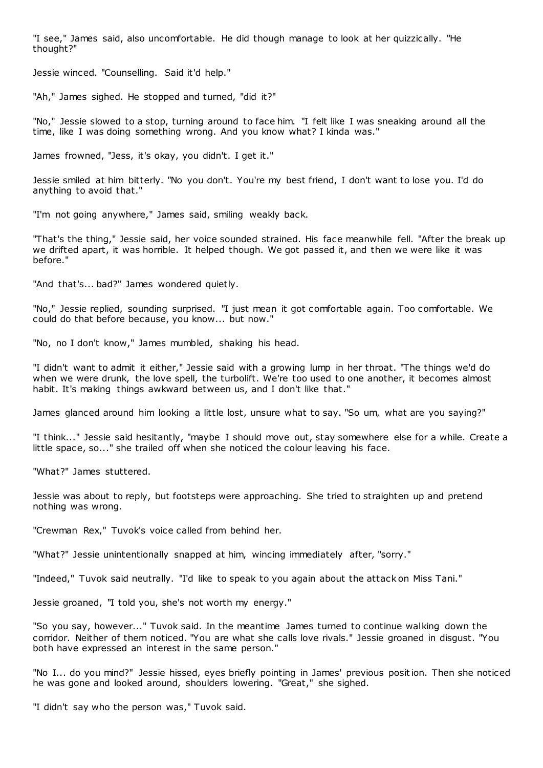"I see," James said, also uncomfortable. He did though manage to look at her quizzically. "He thought?"

Jessie winced. "Counselling. Said it'd help."

"Ah," James sighed. He stopped and turned, "did it?"

"No," Jessie slowed to a stop, turning around to face him. "I felt like I was sneaking around all the time, like I was doing something wrong. And you know what? I kinda was."

James frowned, "Jess, it's okay, you didn't. I get it."

Jessie smiled at him bitterly. "No you don't. You're my best friend, I don't want to lose you. I'd do anything to avoid that."

"I'm not going anywhere," James said, smiling weakly back.

"That's the thing," Jessie said, her voice sounded strained. His face meanwhile fell. "After the break up we drifted apart, it was horrible. It helped though. We got passed it, and then we were like it was before."

"And that's... bad?" James wondered quietly.

"No," Jessie replied, sounding surprised. "I just mean it got comfortable again. Too comfortable. We could do that before because, you know... but now."

"No, no I don't know," James mumbled, shaking his head.

"I didn't want to admit it either," Jessie said with a growing lump in her throat. "The things we'd do when we were drunk, the love spell, the turbolift. We're too used to one another, it becomes almost habit. It's making things awkward between us, and I don't like that."

James glanced around him looking a little lost, unsure what to say. "So um, what are you saying?"

"I think..." Jessie said hesitantly, "maybe I should move out, stay somewhere else for a while. Create a little space, so..." she trailed off when she noticed the colour leaving his face.

"What?" James stuttered.

Jessie was about to reply, but footsteps were approaching. She tried to straighten up and pretend nothing was wrong.

"Crewman Rex," Tuvok's voice called from behind her.

"What?" Jessie unintentionally snapped at him, wincing immediately after, "sorry."

"Indeed," Tuvok said neutrally. "I'd like to speak to you again about the attack on Miss Tani."

Jessie groaned, "I told you, she's not worth my energy."

"So you say, however..." Tuvok said. In the meantime James turned to continue walking down the corridor. Neither of them noticed. "You are what she calls love rivals." Jessie groaned in disgust. "You both have expressed an interest in the same person."

"No I... do you mind?" Jessie hissed, eyes briefly pointing in James' previous position. Then she noticed he was gone and looked around, shoulders lowering. "Great," she sighed.

"I didn't say who the person was," Tuvok said.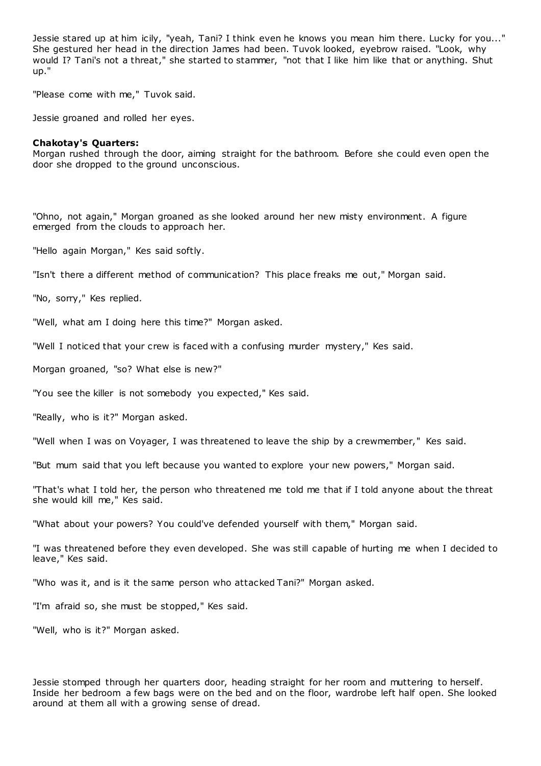Jessie stared up at him icily, "yeah, Tani? I think even he knows you mean him there. Lucky for you..." She gestured her head in the direction James had been. Tuvok looked, eyebrow raised. "Look, why would I? Tani's not a threat," she started to stammer, "not that I like him like that or anything. Shut up."

"Please come with me," Tuvok said.

Jessie groaned and rolled her eyes.

**Chakotay's Quarters:**
Morgan rushed through the door, aiming straight for the bathroom. Before she could even open the door she dropped to the ground unconscious.

"Ohno, not again," Morgan groaned as she looked around her new misty environment. A figure emerged from the clouds to approach her.

"Hello again Morgan," Kes said softly.

"Isn't there a different method of communication? This place freaks me out," Morgan said.

"No, sorry," Kes replied.

"Well, what am I doing here this time?" Morgan asked.

"Well I noticed that your crew is faced with a confusing murder mystery," Kes said.

Morgan groaned, "so? What else is new?"

"You see the killer is not somebody you expected," Kes said.

"Really, who is it?" Morgan asked.

"Well when I was on Voyager, I was threatened to leave the ship by a crewmember," Kes said.

"But mum said that you left because you wanted to explore your new powers," Morgan said.

"That's what I told her, the person who threatened me told me that if I told anyone about the threat she would kill me," Kes said.

"What about your powers? You could've defended yourself with them," Morgan said.

"I was threatened before they even developed. She was still capable of hurting me when I decided to leave," Kes said.

"Who was it, and is it the same person who attacked Tani?" Morgan asked.

"I'm afraid so, she must be stopped," Kes said.

"Well, who is it?" Morgan asked.

Jessie stomped through her quarters door, heading straight for her room and muttering to herself. Inside her bedroom a few bags were on the bed and on the floor, wardrobe left half open. She looked around at them all with a growing sense of dread.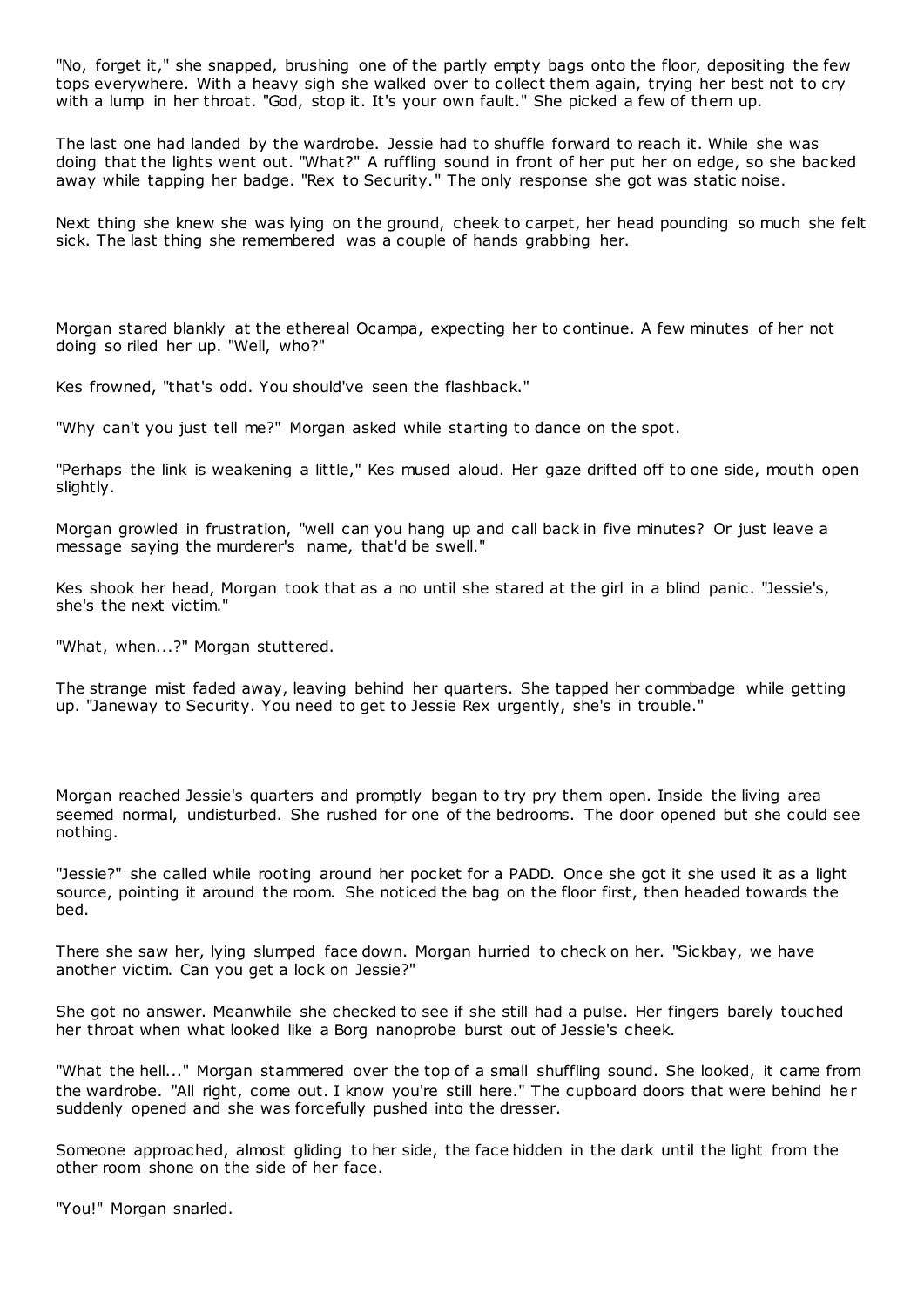"No, forget it," she snapped, brushing one of the partly empty bags onto the floor, depositing the few tops everywhere. With a heavy sigh she walked over to collect them again, trying her best not to cry with a lump in her throat. "God, stop it. It's your own fault." She picked a few of them up.

The last one had landed by the wardrobe. Jessie had to shuffle forward to reach it. While she was doing that the lights went out. "What?" A ruffling sound in front of her put her on edge, so she backed away while tapping her badge. "Rex to Security." The only response she got was static noise.

Next thing she knew she was lying on the ground, cheek to carpet, her head pounding so much she felt sick. The last thing she remembered was a couple of hands grabbing her.

Morgan stared blankly at the ethereal Ocampa, expecting her to continue. A few minutes of her not doing so riled her up. "Well, who?"

Kes frowned, "that's odd. You should've seen the flashback."

"Why can't you just tell me?" Morgan asked while starting to dance on the spot.

"Perhaps the link is weakening a little," Kes mused aloud. Her gaze drifted off to one side, mouth open slightly.

Morgan growled in frustration, "well can you hang up and call back in five minutes? Or just leave a message saying the murderer's name, that'd be swell."

Kes shook her head, Morgan took that as a no until she stared at the girl in a blind panic. "Jessie's, she's the next victim."

"What, when...?" Morgan stuttered.

The strange mist faded away, leaving behind her quarters. She tapped her commbadge while getting up. "Janeway to Security. You need to get to Jessie Rex urgently, she's in trouble."

Morgan reached Jessie's quarters and promptly began to try pry them open. Inside the living area seemed normal, undisturbed. She rushed for one of the bedrooms. The door opened but she could see nothing.

"Jessie?" she called while rooting around her pocket for a PADD. Once she got it she used it as a light source, pointing it around the room. She noticed the bag on the floor first, then headed towards the bed.

There she saw her, lying slumped face down. Morgan hurried to check on her. "Sickbay, we have another victim. Can you get a lock on Jessie?"

She got no answer. Meanwhile she checked to see if she still had a pulse. Her fingers barely touched her throat when what looked like a Borg nanoprobe burst out of Jessie's cheek.

"What the hell..." Morgan stammered over the top of a small shuffling sound. She looked, it came from the wardrobe. "All right, come out. I know you're still here." The cupboard doors that were behind her suddenly opened and she was forcefully pushed into the dresser.

Someone approached, almost gliding to her side, the face hidden in the dark until the light from the other room shone on the side of her face.

"You!" Morgan snarled.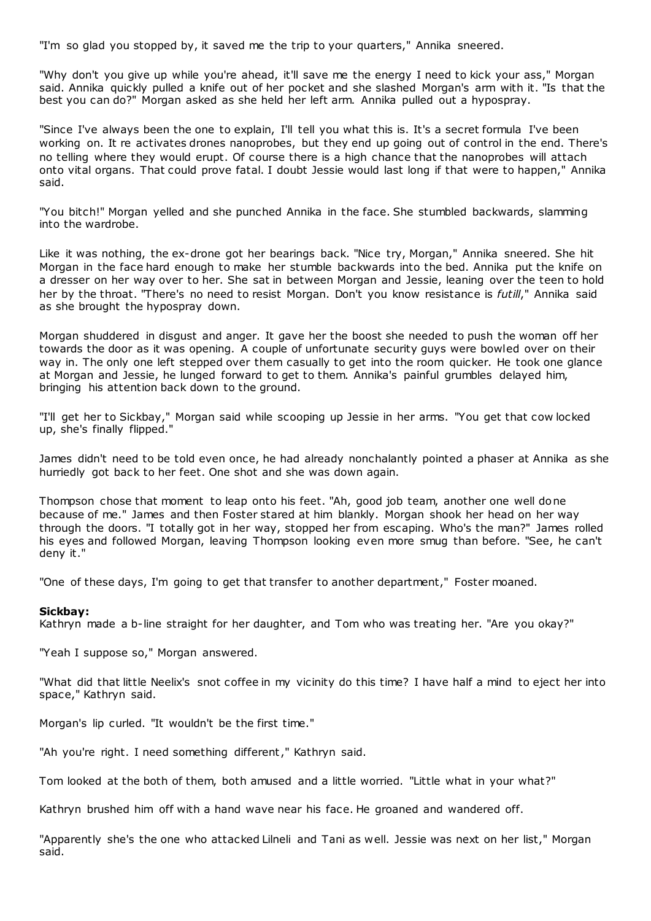"I'm so glad you stopped by, it saved me the trip to your quarters," Annika sneered.

"Why don't you give up while you're ahead, it'll save me the energy I need to kick your ass," Morgan said. Annika quickly pulled a knife out of her pocket and she slashed Morgan's arm with it. "Is that the best you can do?" Morgan asked as she held her left arm. Annika pulled out a hypospray.

"Since I've always been the one to explain, I'll tell you what this is. It's a secret formula I've been working on. It re activates drones nanoprobes, but they end up going out of control in the end. There's no telling where they would erupt. Of course there is a high chance that the nanoprobes will attach onto vital organs. That could prove fatal. I doubt Jessie would last long if that were to happen," Annika said.

"You bitch!" Morgan yelled and she punched Annika in the face. She stumbled backwards, slamming into the wardrobe.

Like it was nothing, the ex-drone got her bearings back. "Nice try, Morgan," Annika sneered. She hit Morgan in the face hard enough to make her stumble backwards into the bed. Annika put the knife on a dresser on her way over to her. She sat in between Morgan and Jessie, leaning over the teen to hold her by the throat. "There's no need to resist Morgan. Don't you know resistance is *futill*," Annika said as she brought the hypospray down.

Morgan shuddered in disgust and anger. It gave her the boost she needed to push the woman off her towards the door as it was opening. A couple of unfortunate security guys were bowled over on their way in. The only one left stepped over them casually to get into the room quicker. He took one glance at Morgan and Jessie, he lunged forward to get to them. Annika's painful grumbles delayed him, bringing his attention back down to the ground.

"I'll get her to Sickbay," Morgan said while scooping up Jessie in her arms. "You get that cow locked up, she's finally flipped."

James didn't need to be told even once, he had already nonchalantly pointed a phaser at Annika as she hurriedly got back to her feet. One shot and she was down again.

Thompson chose that moment to leap onto his feet. "Ah, good job team, another one well done because of me." James and then Foster stared at him blankly. Morgan shook her head on her way through the doors. "I totally got in her way, stopped her from escaping. Who's the man?" James rolled his eyes and followed Morgan, leaving Thompson looking even more smug than before. "See, he can't deny it."

"One of these days, I'm going to get that transfer to another department," Foster moaned.

**Sickbay:**
Kathryn made a b-line straight for her daughter, and Tom who was treating her. "Are you okay?"

"Yeah I suppose so," Morgan answered.

"What did that little Neelix's snot coffee in my vicinity do this time? I have half a mind to eject her into space," Kathryn said.

Morgan's lip curled. "It wouldn't be the first time."

"Ah you're right. I need something different," Kathryn said.

Tom looked at the both of them, both amused and a little worried. "Little what in your what?"

Kathryn brushed him off with a hand wave near his face. He groaned and wandered off.

"Apparently she's the one who attacked Lilneli and Tani as well. Jessie was next on her list," Morgan said.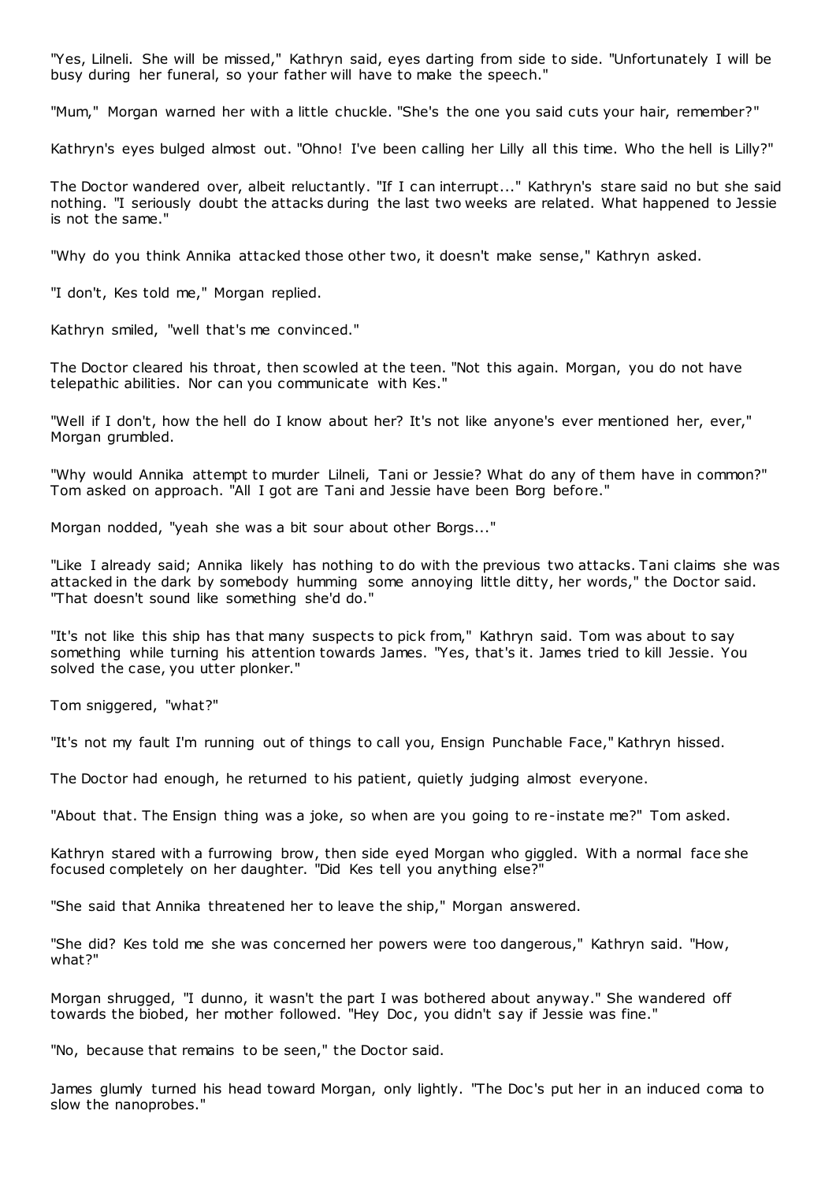"Yes, Lilneli. She will be missed," Kathryn said, eyes darting from side to side. "Unfortunately I will be busy during her funeral, so your father will have to make the speech."

"Mum," Morgan warned her with a little chuckle. "She's the one you said cuts your hair, remember?"

Kathryn's eyes bulged almost out. "Ohno! I've been calling her Lilly all this time. Who the hell is Lilly?"

The Doctor wandered over, albeit reluctantly. "If I can interrupt..." Kathryn's stare said no but she said nothing. "I seriously doubt the attacks during the last two weeks are related. What happened to Jessie is not the same."

"Why do you think Annika attacked those other two, it doesn't make sense," Kathryn asked.

"I don't, Kes told me," Morgan replied.

Kathryn smiled, "well that's me convinced."

The Doctor cleared his throat, then scowled at the teen. "Not this again. Morgan, you do not have telepathic abilities. Nor can you communicate with Kes."

"Well if I don't, how the hell do I know about her? It's not like anyone's ever mentioned her, ever," Morgan grumbled.

"Why would Annika attempt to murder Lilneli, Tani or Jessie? What do any of them have in common?" Tom asked on approach. "All I got are Tani and Jessie have been Borg before."

Morgan nodded, "yeah she was a bit sour about other Borgs..."

"Like I already said; Annika likely has nothing to do with the previous two attacks. Tani claims she was attacked in the dark by somebody humming some annoying little ditty, her words," the Doctor said. "That doesn't sound like something she'd do."

"It's not like this ship has that many suspects to pick from," Kathryn said. Tom was about to say something while turning his attention towards James. "Yes, that's it. James tried to kill Jessie. You solved the case, you utter plonker."

Tom sniggered, "what?"

"It's not my fault I'm running out of things to call you, Ensign Punchable Face," Kathryn hissed.

The Doctor had enough, he returned to his patient, quietly judging almost everyone.

"About that. The Ensign thing was a joke, so when are you going to re-instate me?" Tom asked.

Kathryn stared with a furrowing brow, then side eyed Morgan who giggled. With a normal face she focused completely on her daughter. "Did Kes tell you anything else?"

"She said that Annika threatened her to leave the ship," Morgan answered.

"She did? Kes told me she was concerned her powers were too dangerous," Kathryn said. "How, what?"

Morgan shrugged, "I dunno, it wasn't the part I was bothered about anyway." She wandered off towards the biobed, her mother followed. "Hey Doc, you didn't say if Jessie was fine."

"No, because that remains to be seen," the Doctor said.

James glumly turned his head toward Morgan, only lightly. "The Doc's put her in an induced coma to slow the nanoprobes."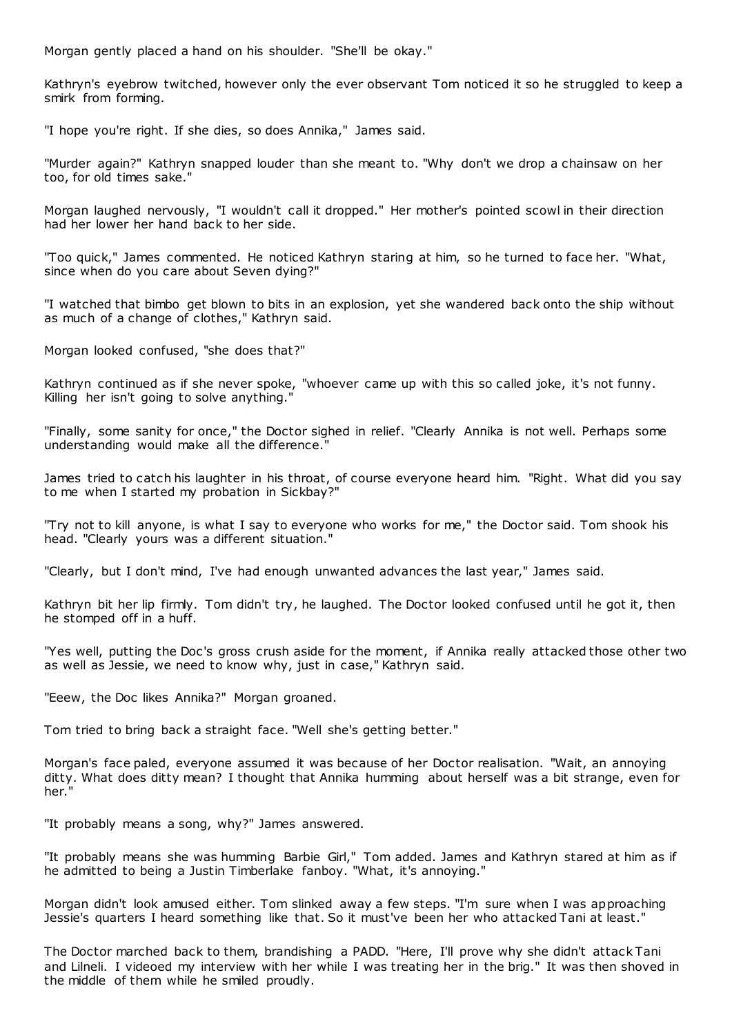Morgan gently placed a hand on his shoulder. "She'll be okay."

Kathryn's eyebrow twitched, however only the ever observant Tom noticed it so he struggled to keep a smirk from forming.

"I hope you're right. If she dies, so does Annika," James said.

"Murder again?" Kathryn snapped louder than she meant to. "Why don't we drop a chainsaw on her too, for old times sake."

Morgan laughed nervously, "I wouldn't call it dropped." Her mother's pointed scowl in their direction had her lower her hand back to her side.

"Too quick," James commented. He noticed Kathryn staring at him, so he turned to face her. "What, since when do you care about Seven dying?"

"I watched that bimbo get blown to bits in an explosion, yet she wandered back onto the ship without as much of a change of clothes," Kathryn said.

Morgan looked confused, "she does that?"

Kathryn continued as if she never spoke, "whoever came up with this so called joke, it's not funny. Killing her isn't going to solve anything."

"Finally, some sanity for once," the Doctor sighed in relief. "Clearly Annika is not well. Perhaps some understanding would make all the difference."

James tried to catch his laughter in his throat, of course everyone heard him. "Right. What did you say to me when I started my probation in Sickbay?"

"Try not to kill anyone, is what I say to everyone who works for me," the Doctor said. Tom shook his head. "Clearly yours was a different situation."

"Clearly, but I don't mind, I've had enough unwanted advances the last year," James said.

Kathryn bit her lip firmly. Tom didn't try, he laughed. The Doctor looked confused until he got it, then he stomped off in a huff.

"Yes well, putting the Doc's gross crush aside for the moment, if Annika really attacked those other two as well as Jessie, we need to know why, just in case," Kathryn said.

"Eeew, the Doc likes Annika?" Morgan groaned.

Tom tried to bring back a straight face. "Well she's getting better."

Morgan's face paled, everyone assumed it was because of her Doctor realisation. "Wait, an annoying ditty. What does ditty mean? I thought that Annika humming about herself was a bit strange, even for her."

"It probably means a song, why?" James answered.

"It probably means she was humming Barbie Girl," Tom added. James and Kathryn stared at him as if he admitted to being a Justin Timberlake fanboy. "What, it's annoying."

Morgan didn't look amused either. Tom slinked away a few steps. "I'm sure when I was approaching Jessie's quarters I heard something like that. So it must've been her who attacked Tani at least."

The Doctor marched back to them, brandishing a PADD. "Here, I'll prove why she didn't attack Tani and Lilneli. I videoed my interview with her while I was treating her in the brig." It was then shoved in the middle of them while he smiled proudly.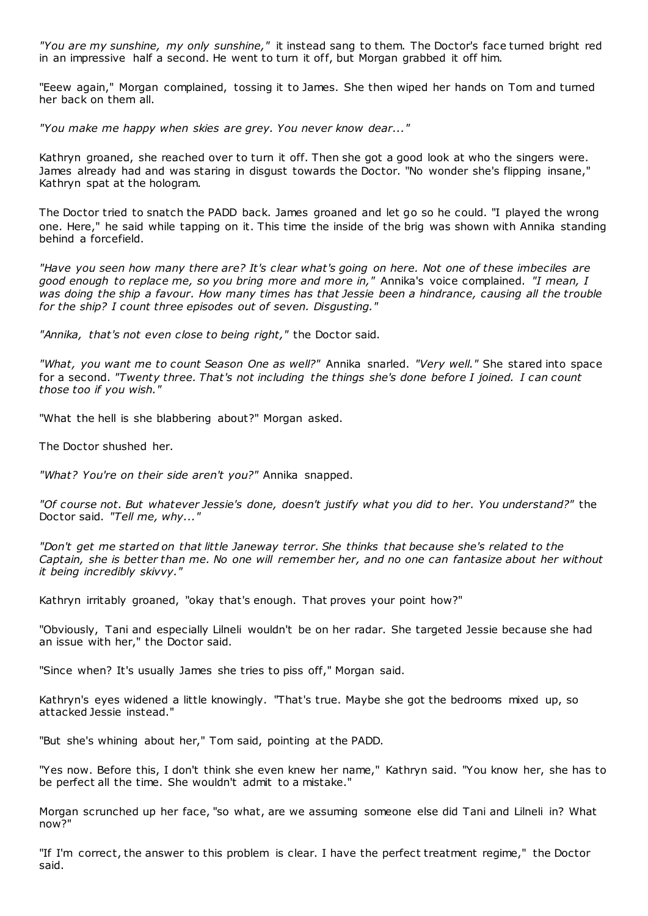*"You are my sunshine, my only sunshine,"* it instead sang to them. The Doctor's face turned bright red in an impressive half a second. He went to turn it off, but Morgan grabbed it off him.

"Eeew again," Morgan complained, tossing it to James. She then wiped her hands on Tom and turned her back on them all.

*"You make me happy when skies are grey. You never know dear..."*

Kathryn groaned, she reached over to turn it off. Then she got a good look at who the singers were. James already had and was staring in disgust towards the Doctor. "No wonder she's flipping insane," Kathryn spat at the hologram.

The Doctor tried to snatch the PADD back. James groaned and let go so he could. "I played the wrong one. Here," he said while tapping on it. This time the inside of the brig was shown with Annika standing behind a forcefield.

*"Have you seen how many there are? It's clear what's going on here. Not one of these imbeciles are good enough to replace me, so you bring more and more in,"* Annika's voice complained. *"I mean, I was doing the ship a favour. How many times has that Jessie been a hindrance, causing all the trouble for the ship? I count three episodes out of seven. Disgusting."*

*"Annika, that's not even close to being right,"* the Doctor said.

*"What, you want me to count Season One as well?"* Annika snarled. *"Very well."* She stared into space for a second. *"Twenty three. That's not including the things she's done before I joined. I can count those too if you wish."*

"What the hell is she blabbering about?" Morgan asked.

The Doctor shushed her.

*"What? You're on their side aren't you?"* Annika snapped.

*"Of course not. But whatever Jessie's done, doesn't justify what you did to her. You understand?"* the Doctor said. *"Tell me, why..."*

*"Don't get me started on that little Janeway terror. She thinks that because she's related to the Captain, she is better than me. No one will remember her, and no one can fantasize about her without it being incredibly skivvy."*

Kathryn irritably groaned, "okay that's enough. That proves your point how?"

"Obviously, Tani and especially Lilneli wouldn't be on her radar. She targeted Jessie because she had an issue with her," the Doctor said.

"Since when? It's usually James she tries to piss off," Morgan said.

Kathryn's eyes widened a little knowingly. "That's true. Maybe she got the bedrooms mixed up, so attacked Jessie instead."

"But she's whining about her," Tom said, pointing at the PADD.

"Yes now. Before this, I don't think she even knew her name," Kathryn said. "You know her, she has to be perfect all the time. She wouldn't admit to a mistake."

Morgan scrunched up her face, "so what, are we assuming someone else did Tani and Lilneli in? What now?"

"If I'm correct, the answer to this problem is clear. I have the perfect treatment regime," the Doctor said.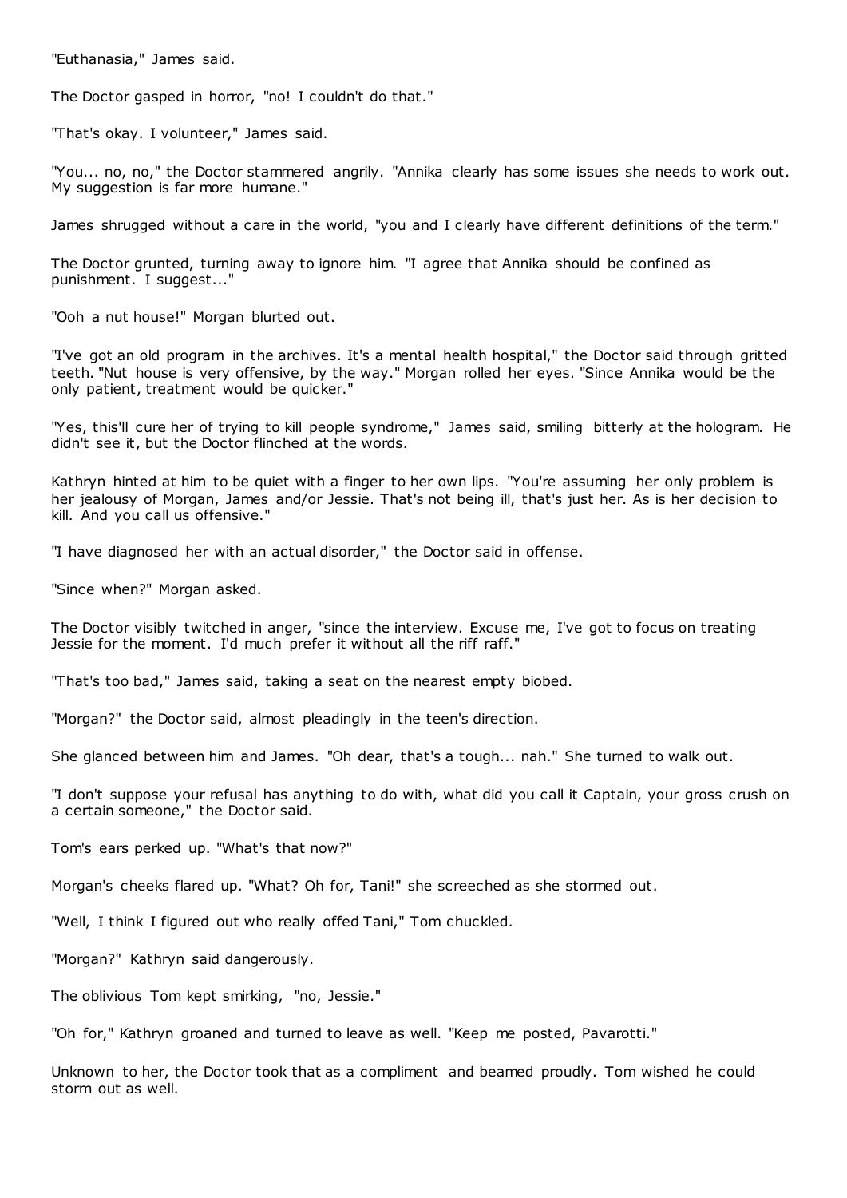"Euthanasia," James said.

The Doctor gasped in horror, "no! I couldn't do that."

"That's okay. I volunteer," James said.

"You... no, no," the Doctor stammered angrily. "Annika clearly has some issues she needs to work out. My suggestion is far more humane."

James shrugged without a care in the world, "you and I clearly have different definitions of the term."

The Doctor grunted, turning away to ignore him. "I agree that Annika should be confined as punishment. I suggest..."

"Ooh a nut house!" Morgan blurted out.

"I've got an old program in the archives. It's a mental health hospital," the Doctor said through gritted teeth. "Nut house is very offensive, by the way." Morgan rolled her eyes. "Since Annika would be the only patient, treatment would be quicker."

"Yes, this'll cure her of trying to kill people syndrome," James said, smiling bitterly at the hologram. He didn't see it, but the Doctor flinched at the words.

Kathryn hinted at him to be quiet with a finger to her own lips. "You're assuming her only problem is her jealousy of Morgan, James and/or Jessie. That's not being ill, that's just her. As is her decision to kill. And you call us offensive."

"I have diagnosed her with an actual disorder," the Doctor said in offense.

"Since when?" Morgan asked.

The Doctor visibly twitched in anger, "since the interview. Excuse me, I've got to focus on treating Jessie for the moment. I'd much prefer it without all the riff raff."

"That's too bad," James said, taking a seat on the nearest empty biobed.

"Morgan?" the Doctor said, almost pleadingly in the teen's direction.

She glanced between him and James. "Oh dear, that's a tough... nah." She turned to walk out.

"I don't suppose your refusal has anything to do with, what did you call it Captain, your gross crush on a certain someone," the Doctor said.

Tom's ears perked up. "What's that now?"

Morgan's cheeks flared up. "What? Oh for, Tani!" she screeched as she stormed out.

"Well, I think I figured out who really offed Tani," Tom chuckled.

"Morgan?" Kathryn said dangerously.

The oblivious Tom kept smirking, "no, Jessie."

"Oh for," Kathryn groaned and turned to leave as well. "Keep me posted, Pavarotti."

Unknown to her, the Doctor took that as a compliment and beamed proudly. Tom wished he could storm out as well.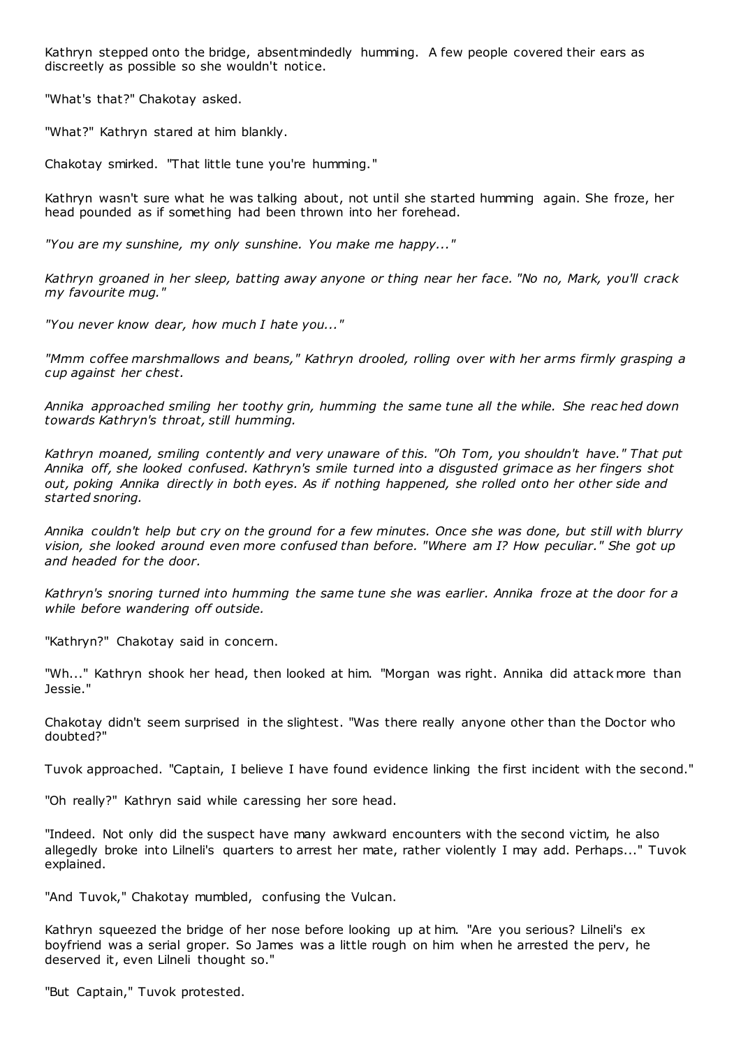Kathryn stepped onto the bridge, absentmindedly humming. A few people covered their ears as discreetly as possible so she wouldn't notice.

"What's that?" Chakotay asked.

"What?" Kathryn stared at him blankly.

Chakotay smirked. "That little tune you're humming."

Kathryn wasn't sure what he was talking about, not until she started humming again. She froze, her head pounded as if something had been thrown into her forehead.

*"You are my sunshine, my only sunshine. You make me happy..."*

*Kathryn groaned in her sleep, batting away anyone or thing near her face. "No no, Mark, you'll crack my favourite mug."*

*"You never know dear, how much I hate you..."*

*"Mmm coffee marshmallows and beans," Kathryn drooled, rolling over with her arms firmly grasping a cup against her chest.*

*Annika approached smiling her toothy grin, humming the same tune all the while. She reached down towards Kathryn's throat, still humming.*

*Kathryn moaned, smiling contently and very unaware of this. "Oh Tom, you shouldn't have." That put Annika off, she looked confused. Kathryn's smile turned into a disgusted grimace as her fingers shot out, poking Annika directly in both eyes. As if nothing happened, she rolled onto her other side and started snoring.*

*Annika couldn't help but cry on the ground for a few minutes. Once she was done, but still with blurry vision, she looked around even more confused than before. "Where am I? How peculiar." She got up and headed for the door.*

*Kathryn's snoring turned into humming the same tune she was earlier. Annika froze at the door for a while before wandering off outside.*

"Kathryn?" Chakotay said in concern.

"Wh..." Kathryn shook her head, then looked at him. "Morgan was right. Annika did attack more than Jessie."

Chakotay didn't seem surprised in the slightest. "Was there really anyone other than the Doctor who doubted?"

Tuvok approached. "Captain, I believe I have found evidence linking the first incident with the second."

"Oh really?" Kathryn said while caressing her sore head.

"Indeed. Not only did the suspect have many awkward encounters with the second victim, he also allegedly broke into Lilneli's quarters to arrest her mate, rather violently I may add. Perhaps..." Tuvok explained.

"And Tuvok," Chakotay mumbled, confusing the Vulcan.

Kathryn squeezed the bridge of her nose before looking up at him. "Are you serious? Lilneli's ex boyfriend was a serial groper. So James was a little rough on him when he arrested the perv, he deserved it, even Lilneli thought so."

"But Captain," Tuvok protested.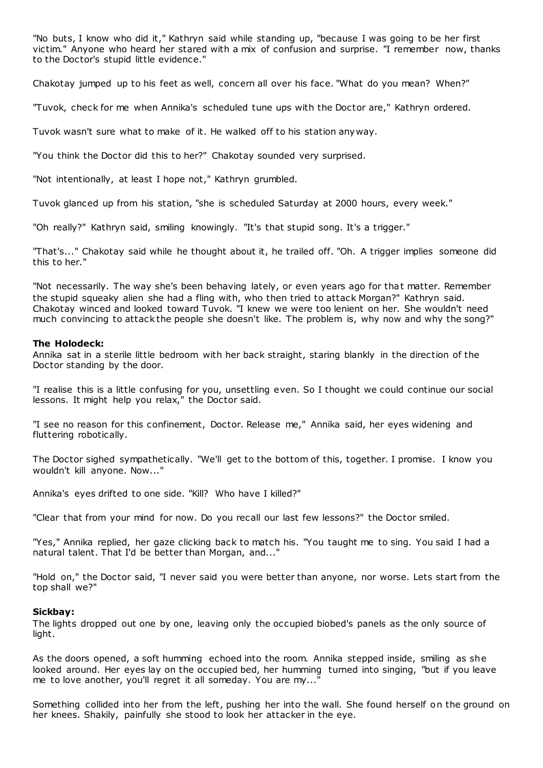"No buts, I know who did it," Kathryn said while standing up, "because I was going to be her first victim." Anyone who heard her stared with a mix of confusion and surprise. "I remember now, thanks to the Doctor's stupid little evidence."

Chakotay jumped up to his feet as well, concern all over his face. "What do you mean? When?"

"Tuvok, check for me when Annika's scheduled tune ups with the Doctor are," Kathryn ordered.

Tuvok wasn't sure what to make of it. He walked off to his station anyway.

"You think the Doctor did this to her?" Chakotay sounded very surprised.

"Not intentionally, at least I hope not," Kathryn grumbled.

Tuvok glanced up from his station, "she is scheduled Saturday at 2000 hours, every week."

"Oh really?" Kathryn said, smiling knowingly. "It's that stupid song. It's a trigger."

"That's..." Chakotay said while he thought about it, he trailed off. "Oh. A trigger implies someone did this to her."

"Not necessarily. The way she's been behaving lately, or even years ago for that matter. Remember the stupid squeaky alien she had a fling with, who then tried to attack Morgan?" Kathryn said. Chakotay winced and looked toward Tuvok. "I knew we were too lenient on her. She wouldn't need much convincing to attack the people she doesn't like. The problem is, why now and why the song?"

**The Holodeck:**
Annika sat in a sterile little bedroom with her back straight, staring blankly in the direction of the Doctor standing by the door.

"I realise this is a little confusing for you, unsettling even. So I thought we could continue our social lessons. It might help you relax," the Doctor said.

"I see no reason for this confinement, Doctor. Release me," Annika said, her eyes widening and fluttering robotically.

The Doctor sighed sympathetically. "We'll get to the bottom of this, together. I promise. I know you wouldn't kill anyone. Now..."

Annika's eyes drifted to one side. "Kill? Who have I killed?"

"Clear that from your mind for now. Do you recall our last few lessons?" the Doctor smiled.

"Yes," Annika replied, her gaze clicking back to match his. "You taught me to sing. You said I had a natural talent. That I'd be better than Morgan, and..."

"Hold on," the Doctor said, "I never said you were better than anyone, nor worse. Lets start from the top shall we?"

**Sickbay:**
The lights dropped out one by one, leaving only the occupied biobed's panels as the only source of light.

As the doors opened, a soft humming echoed into the room. Annika stepped inside, smiling as she looked around. Her eyes lay on the occupied bed, her humming turned into singing, "but if you leave me to love another, you'll regret it all someday. You are my..."

Something collided into her from the left, pushing her into the wall. She found herself on the ground on her knees. Shakily, painfully she stood to look her attacker in the eye.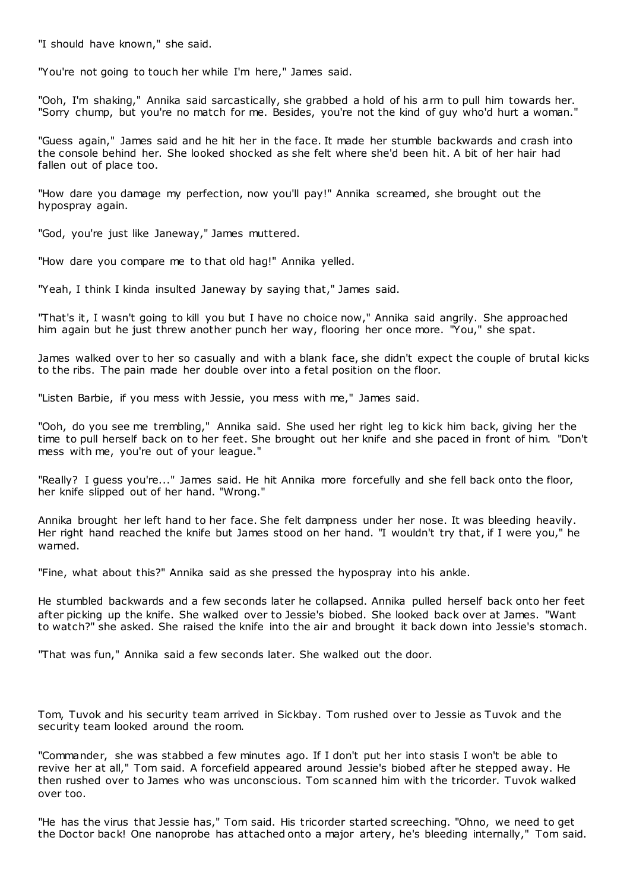"I should have known," she said.

"You're not going to touch her while I'm here," James said.

"Ooh, I'm shaking," Annika said sarcastically, she grabbed a hold of his arm to pull him towards her. "Sorry chump, but you're no match for me. Besides, you're not the kind of guy who'd hurt a woman."

"Guess again," James said and he hit her in the face. It made her stumble backwards and crash into the console behind her. She looked shocked as she felt where she'd been hit. A bit of her hair had fallen out of place too.

"How dare you damage my perfection, now you'll pay!" Annika screamed, she brought out the hypospray again.

"God, you're just like Janeway," James muttered.

"How dare you compare me to that old hag!" Annika yelled.

"Yeah, I think I kinda insulted Janeway by saying that," James said.

"That's it, I wasn't going to kill you but I have no choice now," Annika said angrily. She approached him again but he just threw another punch her way, flooring her once more. "You," she spat.

James walked over to her so casually and with a blank face, she didn't expect the couple of brutal kicks to the ribs. The pain made her double over into a fetal position on the floor.

"Listen Barbie, if you mess with Jessie, you mess with me," James said.

"Ooh, do you see me trembling," Annika said. She used her right leg to kick him back, giving her the time to pull herself back on to her feet. She brought out her knife and she paced in front of him. "Don't mess with me, you're out of your league."

"Really? I guess you're..." James said. He hit Annika more forcefully and she fell back onto the floor, her knife slipped out of her hand. "Wrong."

Annika brought her left hand to her face. She felt dampness under her nose. It was bleeding heavily. Her right hand reached the knife but James stood on her hand. "I wouldn't try that, if I were you," he warned.

"Fine, what about this?" Annika said as she pressed the hypospray into his ankle.

He stumbled backwards and a few seconds later he collapsed. Annika pulled herself back onto her feet after picking up the knife. She walked over to Jessie's biobed. She looked back over at James. "Want to watch?" she asked. She raised the knife into the air and brought it back down into Jessie's stomach.

"That was fun," Annika said a few seconds later. She walked out the door.

Tom, Tuvok and his security team arrived in Sickbay. Tom rushed over to Jessie as Tuvok and the security team looked around the room.

"Commander, she was stabbed a few minutes ago. If I don't put her into stasis I won't be able to revive her at all," Tom said. A forcefield appeared around Jessie's biobed after he stepped away. He then rushed over to James who was unconscious. Tom scanned him with the tricorder. Tuvok walked over too.

"He has the virus that Jessie has," Tom said. His tricorder started screeching. "Ohno, we need to get the Doctor back! One nanoprobe has attached onto a major artery, he's bleeding internally," Tom said.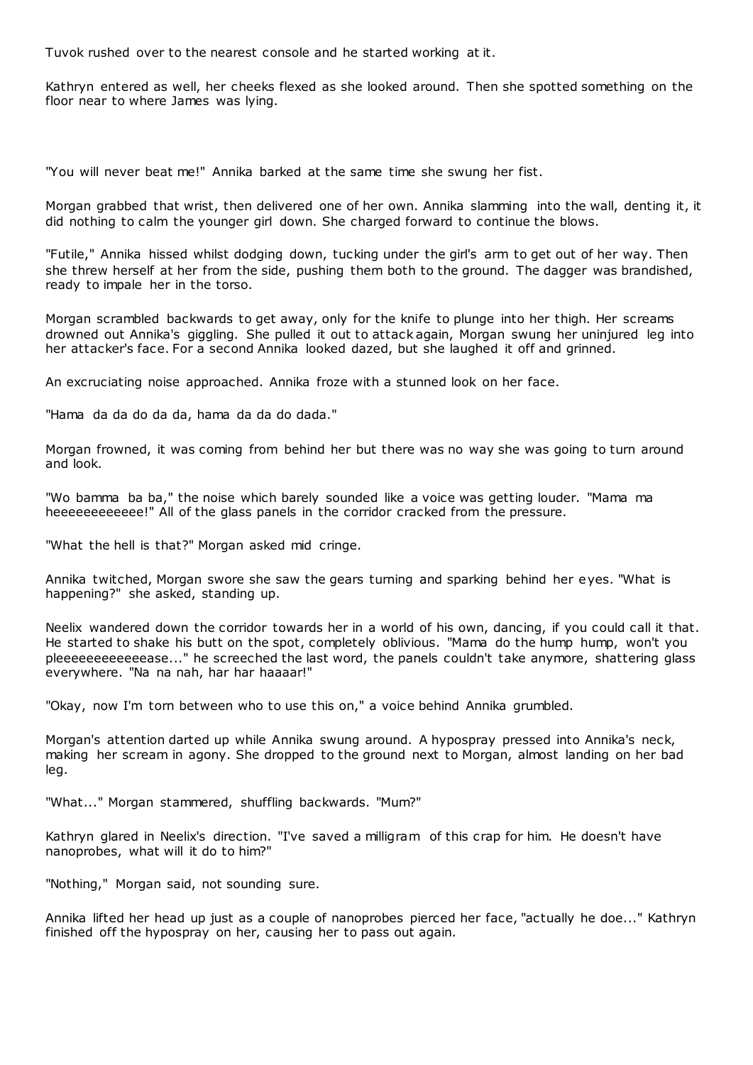Tuvok rushed over to the nearest console and he started working at it.

Kathryn entered as well, her cheeks flexed as she looked around. Then she spotted something on the floor near to where James was lying.

"You will never beat me!" Annika barked at the same time she swung her fist.

Morgan grabbed that wrist, then delivered one of her own. Annika slamming into the wall, denting it, it did nothing to calm the younger girl down. She charged forward to continue the blows.

"Futile," Annika hissed whilst dodging down, tucking under the girl's arm to get out of her way. Then she threw herself at her from the side, pushing them both to the ground. The dagger was brandished, ready to impale her in the torso.

Morgan scrambled backwards to get away, only for the knife to plunge into her thigh. Her screams drowned out Annika's giggling. She pulled it out to attack again, Morgan swung her uninjured leg into her attacker's face. For a second Annika looked dazed, but she laughed it off and grinned.

An excruciating noise approached. Annika froze with a stunned look on her face.

"Hama da da do da da, hama da da do dada."

Morgan frowned, it was coming from behind her but there was no way she was going to turn around and look.

"Wo bamma ba ba," the noise which barely sounded like a voice was getting louder. "Mama ma heeeeeeeeeeee!" All of the glass panels in the corridor cracked from the pressure.

"What the hell is that?" Morgan asked mid cringe.

Annika twitched, Morgan swore she saw the gears turning and sparking behind her eyes. "What is happening?" she asked, standing up.

Neelix wandered down the corridor towards her in a world of his own, dancing, if you could call it that. He started to shake his butt on the spot, completely oblivious. "Mama do the hump hump, won't you pleeeeeeeeeeeease..." he screeched the last word, the panels couldn't take anymore, shattering glass everywhere. "Na na nah, har har haaaar!"

"Okay, now I'm torn between who to use this on," a voice behind Annika grumbled.

Morgan's attention darted up while Annika swung around. A hypospray pressed into Annika's neck, making her scream in agony. She dropped to the ground next to Morgan, almost landing on her bad leg.

"What..." Morgan stammered, shuffling backwards. "Mum?"

Kathryn glared in Neelix's direction. "I've saved a milligram of this crap for him. He doesn't have nanoprobes, what will it do to him?"

"Nothing," Morgan said, not sounding sure.

Annika lifted her head up just as a couple of nanoprobes pierced her face, "actually he doe..." Kathryn finished off the hypospray on her, causing her to pass out again.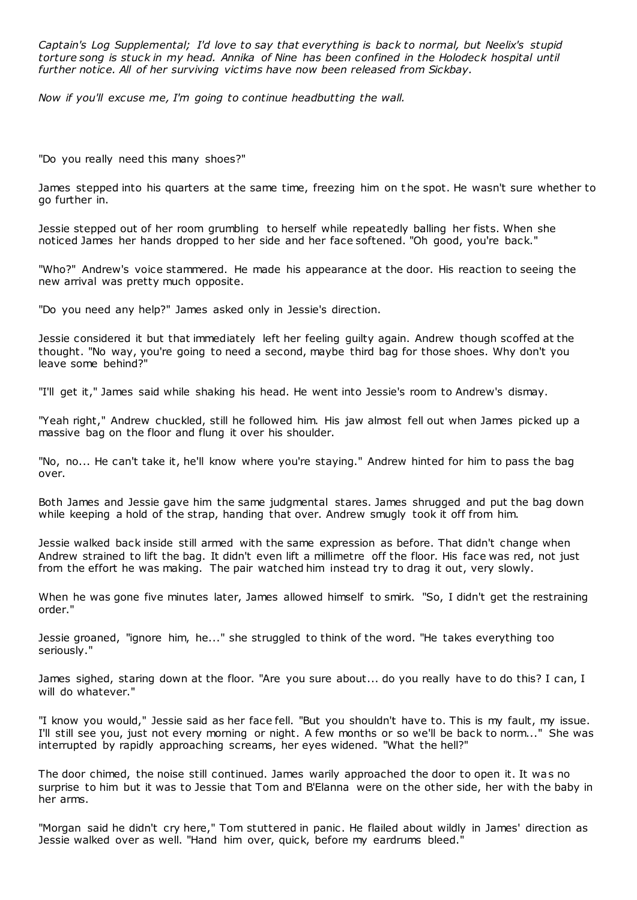*Captain's Log Supplemental; I'd love to say that everything is back to normal, but Neelix's stupid torture song is stuck in my head. Annika of Nine has been confined in the Holodeck hospital until further notice. All of her surviving victims have now been released from Sickbay.*

*Now if you'll excuse me, I'm going to continue headbutting the wall.*

"Do you really need this many shoes?"

James stepped into his quarters at the same time, freezing him on the spot. He wasn't sure whether to go further in.

Jessie stepped out of her room grumbling to herself while repeatedly balling her fists. When she noticed James her hands dropped to her side and her face softened. "Oh good, you're back."

"Who?" Andrew's voice stammered. He made his appearance at the door. His reaction to seeing the new arrival was pretty much opposite.

"Do you need any help?" James asked only in Jessie's direction.

Jessie considered it but that immediately left her feeling guilty again. Andrew though scoffed at the thought. "No way, you're going to need a second, maybe third bag for those shoes. Why don't you leave some behind?"

"I'll get it," James said while shaking his head. He went into Jessie's room to Andrew's dismay.

"Yeah right," Andrew chuckled, still he followed him. His jaw almost fell out when James picked up a massive bag on the floor and flung it over his shoulder.

"No, no... He can't take it, he'll know where you're staying." Andrew hinted for him to pass the bag over.

Both James and Jessie gave him the same judgmental stares. James shrugged and put the bag down while keeping a hold of the strap, handing that over. Andrew smugly took it off from him.

Jessie walked back inside still armed with the same expression as before. That didn't change when Andrew strained to lift the bag. It didn't even lift a millimetre off the floor. His face was red, not just from the effort he was making. The pair watched him instead try to drag it out, very slowly.

When he was gone five minutes later, James allowed himself to smirk. "So, I didn't get the restraining order."

Jessie groaned, "ignore him, he..." she struggled to think of the word. "He takes everything too seriously."

James sighed, staring down at the floor. "Are you sure about... do you really have to do this? I can, I will do whatever."

"I know you would," Jessie said as her face fell. "But you shouldn't have to. This is my fault, my issue. I'll still see you, just not every morning or night. A few months or so we'll be back to norm..." She was interrupted by rapidly approaching screams, her eyes widened. "What the hell?"

The door chimed, the noise still continued. James warily approached the door to open it. It was no surprise to him but it was to Jessie that Tom and B'Elanna were on the other side, her with the baby in her arms.

"Morgan said he didn't cry here," Tom stuttered in panic. He flailed about wildly in James' direction as Jessie walked over as well. "Hand him over, quick, before my eardrums bleed."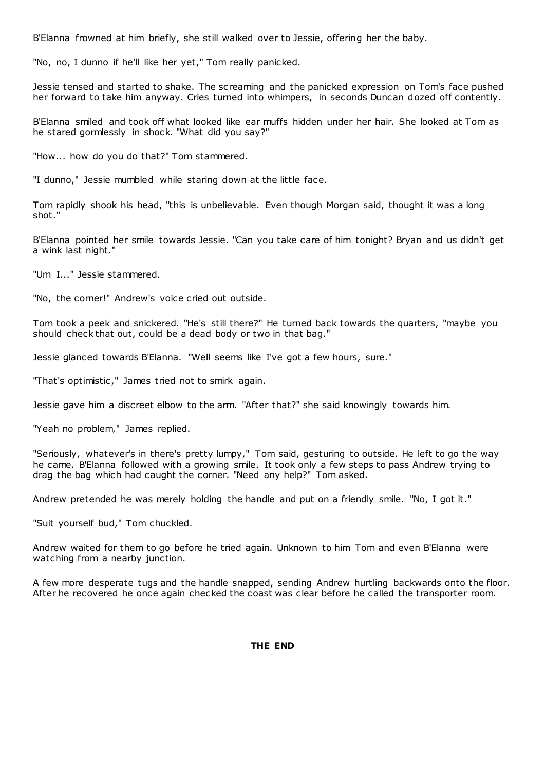B'Elanna frowned at him briefly, she still walked over to Jessie, offering her the baby.

"No, no, I dunno if he'll like her yet," Tom really panicked.

Jessie tensed and started to shake. The screaming and the panicked expression on Tom's face pushed her forward to take him anyway. Cries turned into whimpers, in seconds Duncan dozed off contently.

B'Elanna smiled and took off what looked like ear muffs hidden under her hair. She looked at Tom as he stared gormlessly in shock. "What did you say?"

"How... how do you do that?" Tom stammered.

"I dunno," Jessie mumbled while staring down at the little face.

Tom rapidly shook his head, "this is unbelievable. Even though Morgan said, thought it was a long shot."

B'Elanna pointed her smile towards Jessie. "Can you take care of him tonight? Bryan and us didn't get a wink last night."

"Um I..." Jessie stammered.

"No, the corner!" Andrew's voice cried out outside.

Tom took a peek and snickered. "He's still there?" He turned back towards the quarters, "maybe you should check that out, could be a dead body or two in that bag."

Jessie glanced towards B'Elanna. "Well seems like I've got a few hours, sure."

"That's optimistic," James tried not to smirk again.

Jessie gave him a discreet elbow to the arm. "After that?" she said knowingly towards him.

"Yeah no problem," James replied.

"Seriously, whatever's in there's pretty lumpy," Tom said, gesturing to outside. He left to go the way he came. B'Elanna followed with a growing smile. It took only a few steps to pass Andrew trying to drag the bag which had caught the corner. "Need any help?" Tom asked.

Andrew pretended he was merely holding the handle and put on a friendly smile. "No, I got it."

"Suit yourself bud," Tom chuckled.

Andrew waited for them to go before he tried again. Unknown to him Tom and even B'Elanna were watching from a nearby junction.

A few more desperate tugs and the handle snapped, sending Andrew hurtling backwards onto the floor. After he recovered he once again checked the coast was clear before he called the transporter room.

**THE END**